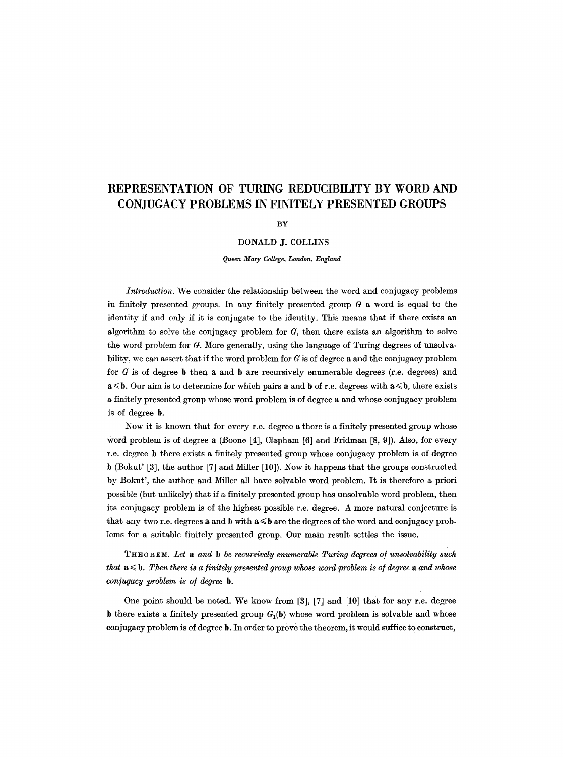# REPRESENTATION OF TURING REDUCIBILITY BY WORD AND CONJUGACY PROBLEMS IN FINITELY PRESENTED GROUPS

BY

DONALD J. COLLINS

*Queen Mary College, London, England*

*Introduction.* We consider the relationship between the word and conjugacy problems in finitely presented groups. In any finitely presented group $G$ a word is equal to the identity if and only if it is conjugate to the identity. This means that if there exists an algorithm to solve the conjugacy problem for $G$, then there exists an algorithm to solve the word problem for $G$. More generally, using the language of Turing degrees of unsolvability, we can assert that if the word problem for $G$ is of degree $\mathfrak{a}$ and the conjugacy problem for $G$ is of degree $\mathfrak{b}$ then $\mathfrak{a}$ and $\mathfrak{b}$ are recursively enumerable degrees (r.e. degrees) and $\mathfrak{a} \leqslant \mathfrak{b}$. Our aim is to determine for which pairs $\mathfrak{a}$ and $\mathfrak{b}$ of r.e. degrees with $\mathfrak{a} \leqslant \mathfrak{b}$, there exists a finitely presented group whose word problem is of degree $\mathfrak{a}$ and whose conjugacy problem is of degree $\mathfrak{b}$.

Now it is known that for every r.e. degree $\mathfrak{a}$ there is a finitely presented group whose word problem is of degree $\mathfrak{a}$ (Boone [4], Clapham [6] and Fridman [8, 9]). Also, for every r.e. degree $\mathfrak{b}$ there exists a finitely presented group whose conjugacy problem is of degree $\mathfrak{b}$ (Bokut' [3], the author [7] and Miller [10]). Now it happens that the groups constructed by Bokut', the author and Miller all have solvable word problem. It is therefore a priori possible (but unlikely) that if a finitely presented group has unsolvable word problem, then its conjugacy problem is of the highest possible r.e. degree. A more natural conjecture is that any two r.e. degrees $\mathfrak{a}$ and $\mathfrak{b}$ with $\mathfrak{a} \leqslant \mathfrak{b}$ are the degrees of the word and conjugacy problems for a suitable finitely presented group. Our main result settles the issue.

THEOREM. *Let $\mathfrak{a}$ and $\mathfrak{b}$ be recursively enumerable Turing degrees of unsolvability such that $\mathfrak{a} \leqslant \mathfrak{b}$. Then there is a finitely presented group whose word problem is of degree $\mathfrak{a}$ and whose conjugacy problem is of degree $\mathfrak{b}$.*

One point should be noted. We know from [3], [7] and [10] that for any r.e. degree $\mathfrak{b}$ there exists a finitely presented group $G_1(\mathfrak{b})$ whose word problem is solvable and whose conjugacy problem is of degree $\mathfrak{b}$. In order to prove the theorem, it would suffice to construct,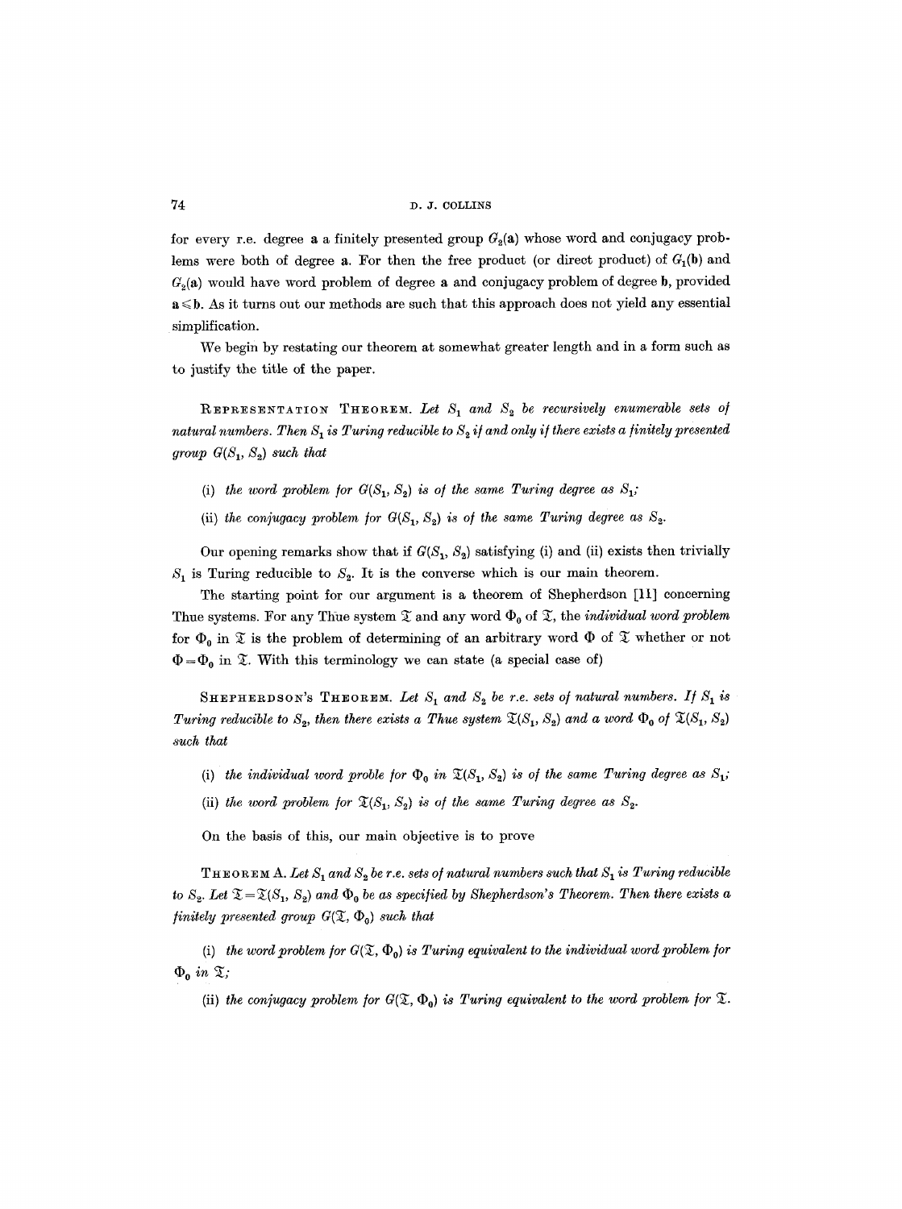for every r.e. degree $\mathbf{a}$ a finitely presented group $G_2(\mathbf{a})$ whose word and conjugacy problems were both of degree $\mathbf{a}$. For then the free product (or direct product) of $G_1(\mathbf{b})$ and $G_2(\mathbf{a})$ would have word problem of degree $\mathbf{a}$ and conjugacy problem of degree $\mathbf{b}$, provided $\mathbf{a} \leqslant \mathbf{b}$. As it turns out our methods are such that this approach does not yield any essential simplification.

We begin by restating our theorem at somewhat greater length and in a form such as to justify the title of the paper.

REPRESENTATION THEOREM. *Let $S_1$ and $S_2$ be recursively enumerable sets of natural numbers. Then $S_1$ is Turing reducible to $S_2$ if and only if there exists a finitely presented group $G(S_1, S_2)$ such that*

(i) *the word problem for $G(S_1, S_2)$ is of the same Turing degree as $S_1$;*

(ii) *the conjugacy problem for $G(S_1, S_2)$ is of the same Turing degree as $S_2$.*

Our opening remarks show that if $G(S_1, S_2)$ satisfying (i) and (ii) exists then trivially $S_1$ is Turing reducible to $S_2$. It is the converse which is our main theorem.

The starting point for our argument is a theorem of Shepherdson [11] concerning Thue systems. For any Thue system $\mathfrak{T}$ and any word $\Phi_0$ of $\mathfrak{T}$, the *individual word problem* for $\Phi_0$ in $\mathfrak{T}$ is the problem of determining of an arbitrary word $\Phi$ of $\mathfrak{T}$ whether or not $\Phi = \Phi_0$ in $\mathfrak{T}$. With this terminology we can state (a special case of)

SHEPHERDSON'S THEOREM. *Let $S_1$ and $S_2$ be r.e. sets of natural numbers. If $S_1$ is Turing reducible to $S_2$, then there exists a Thue system $\mathfrak{T}(S_1, S_2)$ and a word $\Phi_0$ of $\mathfrak{T}(S_1, S_2)$ such that*

(i) *the individual word proble for $\Phi_0$ in $\mathfrak{T}(S_1, S_2)$ is of the same Turing degree as $S_1$;*

(ii) *the word problem for $\mathfrak{T}(S_1, S_2)$ is of the same Turing degree as $S_2$.*

On the basis of this, our main objective is to prove

THEOREM A. *Let $S_1$ and $S_2$ be r.e. sets of natural numbers such that $S_1$ is Turing reducible to $S_2$. Let $\mathfrak{T} = \mathfrak{T}(S_1, S_2)$ and $\Phi_0$ be as specified by Shepherdson's Theorem. Then there exists a finitely presented group $G(\mathfrak{T}, \Phi_0)$ such that*

(i) *the word problem for $G(\mathfrak{T}, \Phi_0)$ is Turing equivalent to the individual word problem for $\Phi_0$ in $\mathfrak{T}$;*

(ii) *the conjugacy problem for $G(\mathfrak{T}, \Phi_0)$ is Turing equivalent to the word problem for $\mathfrak{T}$.*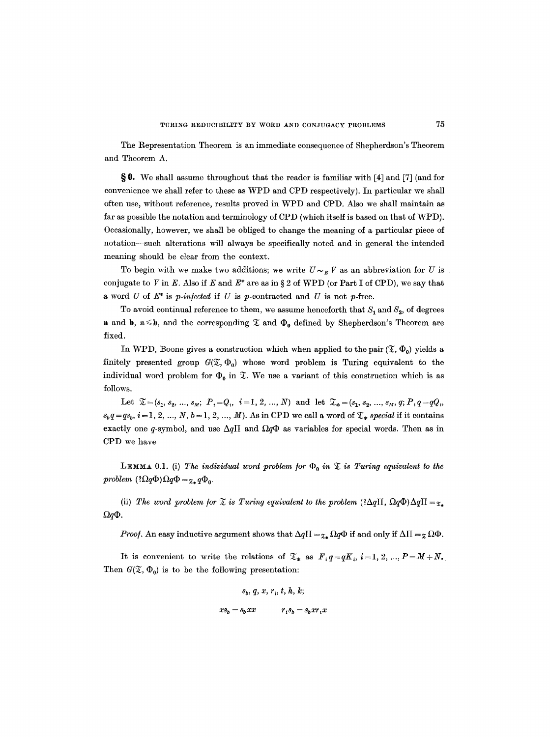The Representation Theorem is an immediate consequence of Shepherdson's Theorem and Theorem A.

**§ 0.** We shall assume throughout that the reader is familiar with [4] and [7] (and for convenience we shall refer to these as WPD and CPD respectively). In particular we shall often use, without reference, results proved in WPD and CPD. Also we shall maintain as far as possible the notation and terminology of CPD (which itself is based on that of WPD). Occasionally, however, we shall be obliged to change the meaning of a particular piece of notation—such alterations will always be specifically noted and in general the intended meaning should be clear from the context.

To begin with we make two additions; we write $U \sim_E V$ as an abbreviation for $U$ is conjugate to $V$ in $E$. Also if $E$ and $E^*$ are as in § 2 of WPD (or Part I of CPD), we say that a word $U$ of $E^*$ is *p-infected* if $U$ is $p$-contracted and $U$ is not $p$-free.

To avoid continual reference to them, we assume henceforth that $S_1$ and $S_2$, of degrees $\mathbf{a}$ and $\mathbf{b}$, $\mathbf{a} \leqslant \mathbf{b}$, and the corresponding $\mathfrak{T}$ and $\Phi_0$ defined by Shepherdson's Theorem are fixed.

In WPD, Boone gives a construction which when applied to the pair $(\mathfrak{T}, \Phi_0)$ yields a finitely presented group $G(\mathfrak{T}, \Phi_0)$ whose word problem is Turing equivalent to the individual word problem for $\Phi_0$ in $\mathfrak{T}$. We use a variant of this construction which is as follows.

Let $\mathfrak{T} = (s_1, s_2, ..., s_M;\ P_i = Q_i,\ i = 1, 2, ..., N)$ and let $\mathfrak{T}_* = (s_1, s_2, ..., s_M, q;\ P_i q = qQ_i,$ $s_b q = qs_b,\ i = 1, 2, ..., N,\ b = 1, 2, ..., M)$. As in CPD we call a word of $\mathfrak{T}_*$ *special* if it contains exactly one $q$-symbol, and use $\Delta q \Pi$ and $\Omega q \Phi$ as variables for special words. Then as in CPD we have

**Lemma 0.1.** (i) *The individual word problem for $\Phi_0$ in $\mathfrak{T}$ is Turing equivalent to the problem $(?\Omega q\Phi)\, \Omega q \Phi =_{\mathfrak{T}_*} q\Phi_0$.*

(ii) *The word problem for $\mathfrak{T}$ is Turing equivalent to the problem $(?\Delta q\Pi,\ \Omega q\Phi)\, \Delta q\Pi =_{\mathfrak{T}_*} \Omega q\Phi$.*

*Proof.* An easy inductive argument shows that $\Delta q \Pi =_{\mathfrak{T}_*} \Omega q \Phi$ if and only if $\Delta\Pi =_{\mathfrak{T}} \Omega\Phi$.

It is convenient to write the relations of $\mathfrak{T}_*$ as $F_i q = qK_i$, $i = 1, 2, ..., P = M + N$. Then $G(\mathfrak{T}, \Phi_0)$ is to be the following presentation:

$$s_b,\ q,\ x,\ r_i,\ t,\ h,\ k;$$

$$xs_b = s_b xx \qquad r_i s_b = s_b x r_i x$$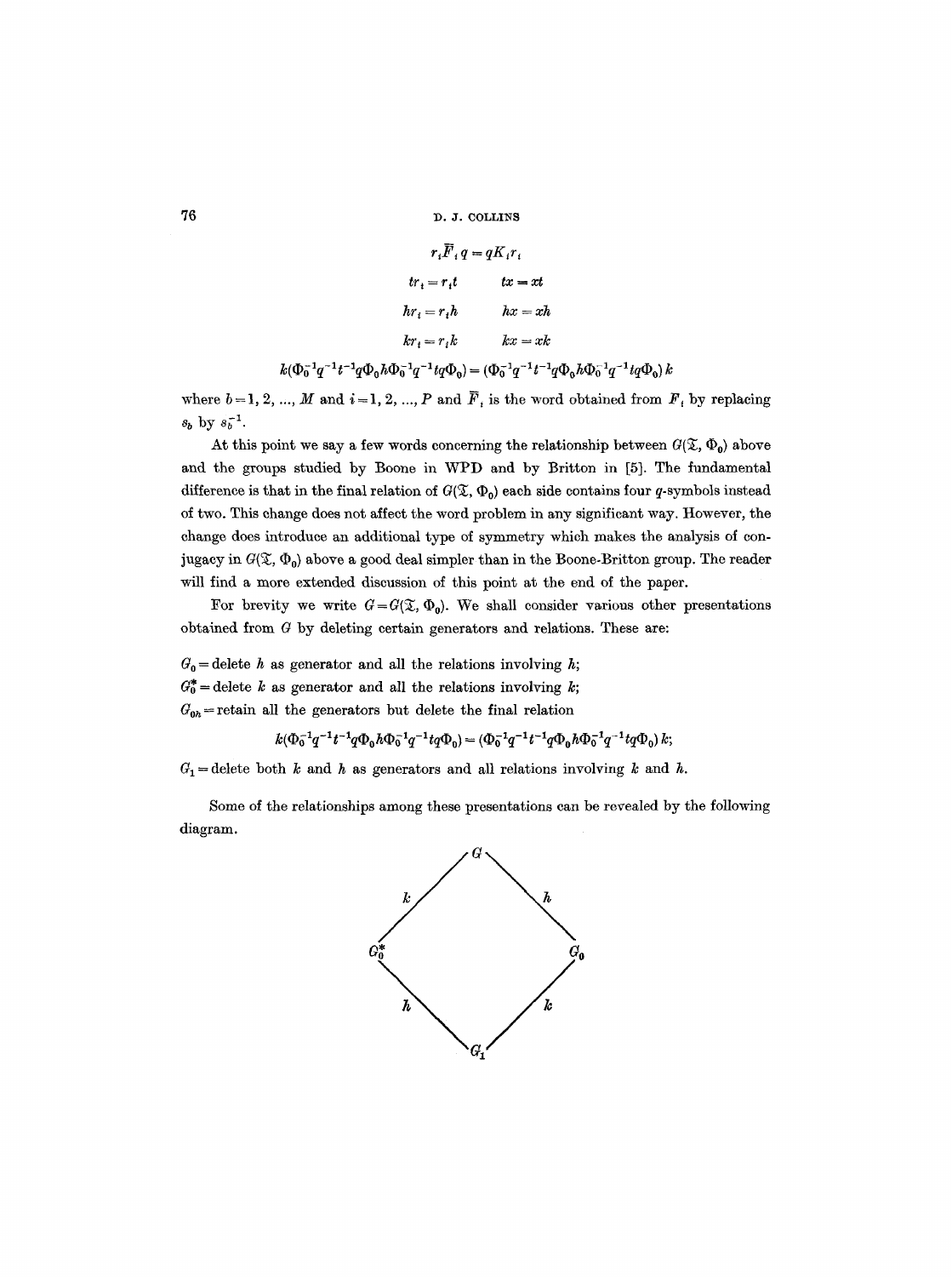$$r_i \bar{F}_i q = q K_i r_i$$

$$tr_i = r_i t \qquad tx = xt$$

$$hr_i = r_i h \qquad hx = xh$$

$$kr_i = r_i k \qquad kx = xk$$

$$k(\Phi_0^{-1} q^{-1} t^{-1} q \Phi_0 h \Phi_0^{-1} q^{-1} t q \Phi_0) = (\Phi_0^{-1} q^{-1} t^{-1} q \Phi_0 h \Phi_0^{-1} q^{-1} t q \Phi_0) k$$

where $b = 1, 2, ..., M$ and $i = 1, 2, ..., P$ and $\bar{F}_i$ is the word obtained from $F_i$ by replacing $s_b$ by $s_b^{-1}$.

At this point we say a few words concerning the relationship between $G(\mathfrak{T}, \Phi_0)$ above and the groups studied by Boone in WPD and by Britton in [5]. The fundamental difference is that in the final relation of $G(\mathfrak{T}, \Phi_0)$ each side contains four $q$-symbols instead of two. This change does not affect the word problem in any significant way. However, the change does introduce an additional type of symmetry which makes the analysis of conjugacy in $G(\mathfrak{T}, \Phi_0)$ above a good deal simpler than in the Boone-Britton group. The reader will find a more extended discussion of this point at the end of the paper.

For brevity we write $G = G(\mathfrak{T}, \Phi_0)$. We shall consider various other presentations obtained from $G$ by deleting certain generators and relations. These are:

$G_0$ = delete $h$ as generator and all the relations involving $h$;
$G_0^*$ = delete $k$ as generator and all the relations involving $k$;
$G_{0h}$ = retain all the generators but delete the final relation

$$k(\Phi_0^{-1} q^{-1} t^{-1} q \Phi_0 h \Phi_0^{-1} q^{-1} t q \Phi_0) = (\Phi_0^{-1} q^{-1} t^{-1} q \Phi_0 h \Phi_0^{-1} q^{-1} t q \Phi_0) k;$$

$G_1$ = delete both $k$ and $h$ as generators and all relations involving $k$ and $h$.

Some of the relationships among these presentations can be revealed by the following diagram.

$G$

$k$ $\qquad$ $h$

$G_0^*$ $\qquad$ $G_0$

$h$ $\qquad$ $k$

$G_1$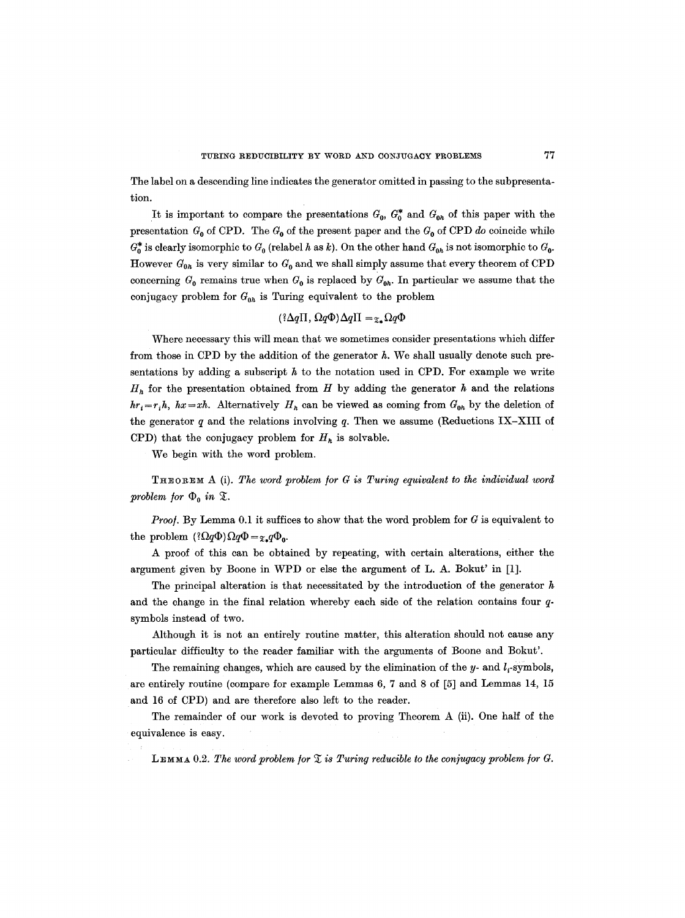The label on a descending line indicates the generator omitted in passing to the subpresentation.

It is important to compare the presentations $G_0$, $G_0^*$ and $G_{0h}$ of this paper with the presentation $G_0$ of CPD. The $G_0$ of the present paper and the $G_0$ of CPD *do* coincide while $G_0^*$ is clearly isomorphic to $G_0$ (relabel $h$ as $k$). On the other hand $G_{0h}$ is not isomorphic to $G_0$. However $G_{0h}$ is very similar to $G_0$ and we shall simply assume that every theorem of CPD concerning $G_0$ remains true when $G_0$ is replaced by $G_{0h}$. In particular we assume that the conjugacy problem for $G_{0h}$ is Turing equivalent to the problem

$$(?\Delta q\Pi, \Omega q\Phi)\Delta q\Pi =_{\mathfrak{T}_*} \Omega q\Phi$$

Where necessary this will mean that we sometimes consider presentations which differ from those in CPD by the addition of the generator $h$. We shall usually denote such presentations by adding a subscript $h$ to the notation used in CPD. For example we write $H_h$ for the presentation obtained from $H$ by adding the generator $h$ and the relations $hr_i = r_i h$, $hx = xh$. Alternatively $H_h$ can be viewed as coming from $G_{0h}$ by the deletion of the generator $q$ and the relations involving $q$. Then we assume (Reductions IX–XIII of CPD) that the conjugacy problem for $H_h$ is solvable.

We begin with the word problem.

THEOREM A (i). *The word problem for $G$ is Turing equivalent to the individual word problem for $\Phi_0$ in $\mathfrak{T}$.*

*Proof.* By Lemma 0.1 it suffices to show that the word problem for $G$ is equivalent to the problem $(?\Omega q\Phi)\Omega q\Phi =_{\mathfrak{T}_*} q\Phi_0$.

A proof of this can be obtained by repeating, with certain alterations, either the argument given by Boone in WPD or else the argument of L. A. Bokut' in [1].

The principal alteration is that necessitated by the introduction of the generator $h$ and the change in the final relation whereby each side of the relation contains four $q$-symbols instead of two.

Although it is not an entirely routine matter, this alteration should not cause any particular difficulty to the reader familiar with the arguments of Boone and Bokut'.

The remaining changes, which are caused by the elimination of the $y$- and $l_i$-symbols, are entirely routine (compare for example Lemmas 6, 7 and 8 of [5] and Lemmas 14, 15 and 16 of CPD) and are therefore also left to the reader.

The remainder of our work is devoted to proving Theorem A (ii). One half of the equivalence is easy.

LEMMA 0.2. *The word problem for $\mathfrak{T}$ is Turing reducible to the conjugacy problem for $G$.*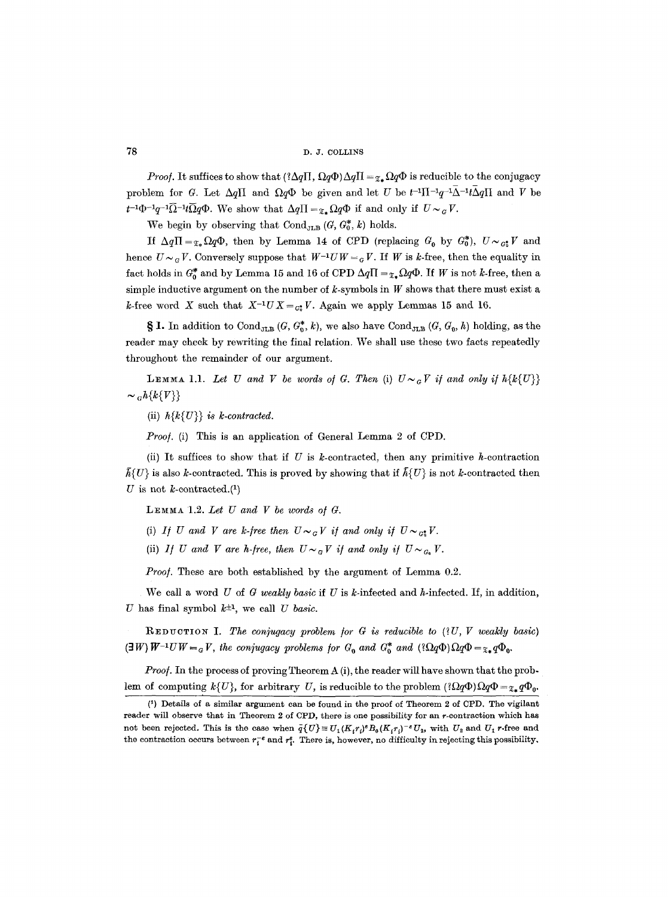*Proof.* It suffices to show that $(?\Delta q\Pi, \Omega q\Phi)\Delta q\Pi =_{\mathfrak{T}_*} \Omega q\Phi$ is reducible to the conjugacy problem for $G$. Let $\Delta q\Pi$ and $\Omega q\Phi$ be given and let $U$ be $t^{-1}\Pi^{-1}q^{-1}\bar{\Delta}^{-1}t\bar{\Delta}q\Pi$ and $V$ be $t^{-1}\Phi^{-1}q^{-1}\bar{\Omega}^{-1}t\bar{\Omega}q\Phi$. We show that $\Delta q\Pi =_{\mathfrak{T}_*} \Omega q\Phi$ if and only if $U \sim_G V$.

We begin by observing that $\text{Cond}_{\text{JLB}}(G, G_0^*, k)$ holds.

If $\Delta q\Pi =_{\mathfrak{T}_*} \Omega q\Phi$, then by Lemma 14 of CPD (replacing $G_0$ by $G_0^*$), $U \sim_{G_0^*} V$ and hence $U \sim_G V$. Conversely suppose that $W^{-1}UW =_G V$. If $W$ is $k$-free, then the equality in fact holds in $G_0^*$ and by Lemma 15 and 16 of CPD $\Delta q\Pi =_{\mathfrak{T}_*} \Omega q\Phi$. If $W$ is not $k$-free, then a simple inductive argument on the number of $k$-symbols in $W$ shows that there must exist a $k$-free word $X$ such that $X^{-1}UX =_{G_0^*} V$. Again we apply Lemmas 15 and 16.

**§ 1.** In addition to $\text{Cond}_{\text{JLB}}(G, G_0^*, k)$, we also have $\text{Cond}_{\text{JLB}}(G, G_0, h)$ holding, as the reader may check by rewriting the final relation. We shall use these two facts repeatedly throughout the remainder of our argument.

LEMMA 1.1. *Let $U$ and $V$ be words of $G$. Then* (i) *$U \sim_G V$ if and only if $h\{k\{U\}\} \sim_G h\{k\{V\}\}$*

(ii) *$h\{k\{U\}\}$ is $k$-contracted.*

*Proof.* (i) This is an application of General Lemma 2 of CPD.

(ii) It suffices to show that if $U$ is $k$-contracted, then any primitive $h$-contraction $\bar{h}\{U\}$ is also $k$-contracted. This is proved by showing that if $\bar{h}\{U\}$ is not $k$-contracted then $U$ is not $k$-contracted.[1]

LEMMA 1.2. *Let $U$ and $V$ be words of $G$.*

(i) *If $U$ and $V$ are $k$-free then $U \sim_G V$ if and only if $U \sim_{G_0^*} V$.*

(ii) *If $U$ and $V$ are $h$-free, then $U \sim_G V$ if and only if $U \sim_{G_0} V$.*

*Proof.* These are both established by the argument of Lemma 0.2.

We call a word $U$ of $G$ *weakly basic* if $U$ is $k$-infected and $h$-infected. If, in addition, $U$ has final symbol $k^{\pm 1}$, we call $U$ *basic*.

REDUCTION I. *The conjugacy problem for $G$ is reducible to $(?U, V$ weakly basic$)$ $(\exists W)\, W^{-1}UW =_G V$, the conjugacy problems for $G_0$ and $G_0^*$ and $(?\Omega q\Phi)\Omega q\Phi =_{\mathfrak{T}_*} q\Phi_0$.*

*Proof.* In the process of proving Theorem A (i), the reader will have shown that the problem of computing $k\{U\}$, for arbitrary $U$, is reducible to the problem $(?\Omega q\Phi)\Omega q\Phi =_{\mathfrak{T}_*} q\Phi_0$.

---

[1] Details of a similar argument can be found in the proof of Theorem 2 of CPD. The vigilant reader will observe that in Theorem 2 of CPD, there is one possibility for an $r$-contraction which has not been rejected. This is the case when $\bar{q}\{U\} \equiv U_1(K_i r_i)^\varepsilon B_0 (K_i r_i)^{-\varepsilon} U_2$, with $U_2$ and $U_1$ $r$-free and the contraction occurs between $r_i^{-\varepsilon}$ and $r_i^\varepsilon$. There is, however, no difficulty in rejecting this possibility.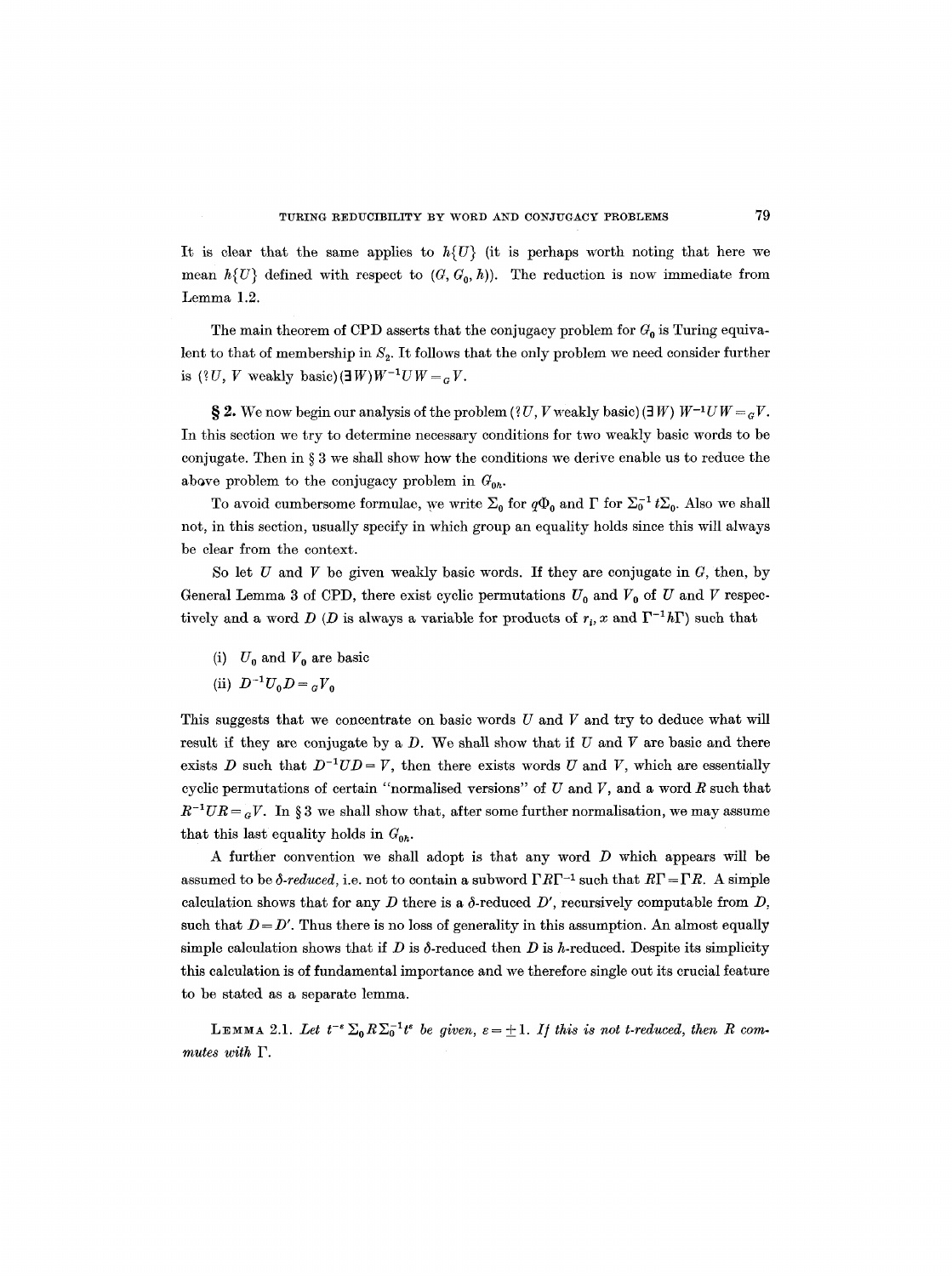It is clear that the same applies to $h\{U\}$ (it is perhaps worth noting that here we mean $h\{U\}$ defined with respect to $(G, G_0, h)$). The reduction is now immediate from Lemma 1.2.

The main theorem of CPD asserts that the conjugacy problem for $G_0$ is Turing equivalent to that of membership in $S_2$. It follows that the only problem we need consider further is $(?U, V \text{ weakly basic})(\exists W) W^{-1}UW =_G V$.

**§ 2.** We now begin our analysis of the problem $(?U, V \text{ weakly basic})(\exists W)\, W^{-1}UW =_G V$. In this section we try to determine necessary conditions for two weakly basic words to be conjugate. Then in § 3 we shall show how the conditions we derive enable us to reduce the above problem to the conjugacy problem in $G_{0h}$.

To avoid cumbersome formulae, we write $\Sigma_0$ for $q\Phi_0$ and $\Gamma$ for $\Sigma_0^{-1} t \Sigma_0$. Also we shall not, in this section, usually specify in which group an equality holds since this will always be clear from the context.

So let $U$ and $V$ be given weakly basic words. If they are conjugate in $G$, then, by General Lemma 3 of CPD, there exist cyclic permutations $U_0$ and $V_0$ of $U$ and $V$ respectively and a word $D$ ($D$ is always a variable for products of $r_i$, $x$ and $\Gamma^{-1}h\Gamma$) such that

(i) $U_0$ and $V_0$ are basic

(ii) $D^{-1}U_0 D =_G V_0$

This suggests that we concentrate on basic words $U$ and $V$ and try to deduce what will result if they are conjugate by a $D$. We shall show that if $U$ and $V$ are basic and there exists $D$ such that $D^{-1}UD = V$, then there exists words $U$ and $V$, which are essentially cyclic permutations of certain "normalised versions" of $U$ and $V$, and a word $R$ such that $R^{-1}UR =_G V$. In § 3 we shall show that, after some further normalisation, we may assume that this last equality holds in $G_{0h}$.

A further convention we shall adopt is that any word $D$ which appears will be assumed to be *δ-reduced*, i.e. not to contain a subword $\Gamma R \Gamma^{-1}$ such that $R\Gamma = \Gamma R$. A simple calculation shows that for any $D$ there is a δ-reduced $D'$, recursively computable from $D$, such that $D = D'$. Thus there is no loss of generality in this assumption. An almost equally simple calculation shows that if $D$ is δ-reduced then $D$ is $h$-reduced. Despite its simplicity this calculation is of fundamental importance and we therefore single out its crucial feature to be stated as a separate lemma.

LEMMA 2.1. *Let $t^{-\varepsilon}\Sigma_0 R \Sigma_0^{-1} t^{\varepsilon}$ be given, $\varepsilon = \pm 1$. If this is not t-reduced, then $R$ commutes with $\Gamma$.*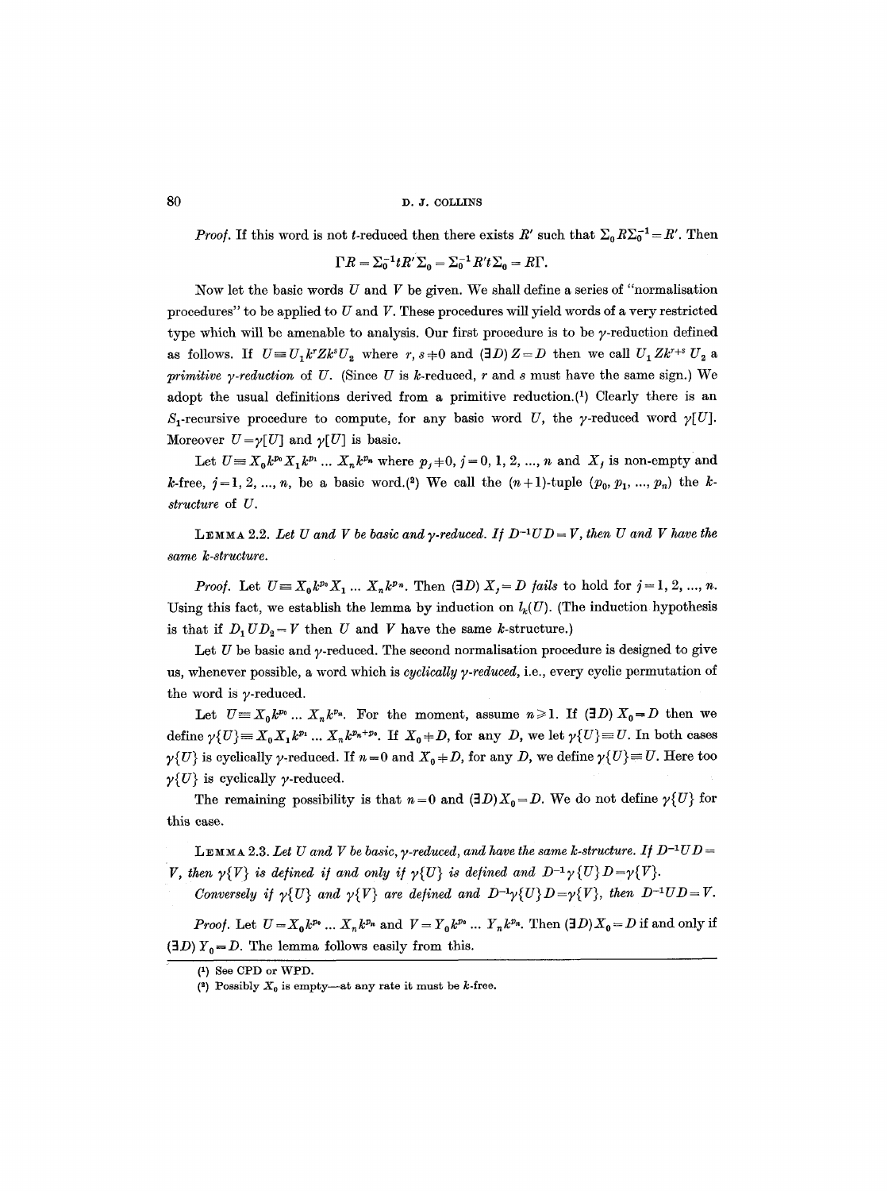*Proof.* If this word is not $t$-reduced then there exists $R'$ such that $\Sigma_0 R \Sigma_0^{-1} = R'$. Then

$$\Gamma R = \Sigma_0^{-1} t R' \Sigma_0 = \Sigma_0^{-1} R' t \Sigma_0 = R\Gamma.$$

Now let the basic words $U$ and $V$ be given. We shall define a series of "normalisation procedures" to be applied to $U$ and $V$. These procedures will yield words of a very restricted type which will be amenable to analysis. Our first procedure is to be $\gamma$-reduction defined as follows. If $U \equiv U_1 k^r Z k^s U_2$ where $r, s \neq 0$ and $(\exists D)\, Z = D$ then we call $U_1 Z k^{r+s} U_2$ a *primitive $\gamma$-reduction* of $U$. (Since $U$ is $k$-reduced, $r$ and $s$ must have the same sign.) We adopt the usual definitions derived from a primitive reduction.[1] Clearly there is an $S_1$-recursive procedure to compute, for any basic word $U$, the $\gamma$-reduced word $\gamma[U]$. Moreover $U = \gamma[U]$ and $\gamma[U]$ is basic.

Let $U \equiv X_0 k^{p_0} X_1 k^{p_1} \dots X_n k^{p_n}$ where $p_j \neq 0$, $j = 0, 1, 2, \dots, n$ and $X_j$ is non-empty and $k$-free, $j = 1, 2, \dots, n$, be a basic word.[2] We call the $(n+1)$-tuple $(p_0, p_1, \dots, p_n)$ the *$k$-structure* of $U$.

**Lemma 2.2.** *Let $U$ and $V$ be basic and $\gamma$-reduced. If $D^{-1}UD = V$, then $U$ and $V$ have the same $k$-structure.*

*Proof.* Let $U \equiv X_0 k^{p_0} X_1 \dots X_n k^{p_n}$. Then $(\exists D)\, X_j = D$ *fails* to hold for $j = 1, 2, \dots, n$. Using this fact, we establish the lemma by induction on $l_k(U)$. (The induction hypothesis is that if $D_1 U D_2 = V$ then $U$ and $V$ have the same $k$-structure.)

Let $U$ be basic and $\gamma$-reduced. The second normalisation procedure is designed to give us, whenever possible, a word which is *cyclically $\gamma$-reduced*, i.e., every cyclic permutation of the word is $\gamma$-reduced.

Let $U \equiv X_0 k^{p_0} \dots X_n k^{p_n}$. For the moment, assume $n \geq 1$. If $(\exists D)\, X_0 = D$ then we define $\gamma\{U\} \equiv X_0 X_1 k^{p_1} \dots X_n k^{p_n + p_0}$. If $X_0 \neq D$, for any $D$, we let $\gamma\{U\} \equiv U$. In both cases $\gamma\{U\}$ is cyclically $\gamma$-reduced. If $n = 0$ and $X_0 \neq D$, for any $D$, we define $\gamma\{U\} \equiv U$. Here too $\gamma\{U\}$ is cyclically $\gamma$-reduced.

The remaining possibility is that $n = 0$ and $(\exists D)\, X_0 = D$. We do not define $\gamma\{U\}$ for this case.

**Lemma 2.3.** *Let $U$ and $V$ be basic, $\gamma$-reduced, and have the same $k$-structure. If $D^{-1}UD = V$, then $\gamma\{V\}$ is defined if and only if $\gamma\{U\}$ is defined and $D^{-1}\gamma\{U\}D = \gamma\{V\}$.*

*Conversely if $\gamma\{U\}$ and $\gamma\{V\}$ are defined and $D^{-1}\gamma\{U\}D = \gamma\{V\}$, then $D^{-1}UD = V$.*

*Proof.* Let $U = X_0 k^{p_0} \dots X_n k^{p_n}$ and $V = Y_0 k^{p_0} \dots Y_n k^{p_n}$. Then $(\exists D)\, X_0 = D$ if and only if $(\exists D)\, Y_0 = D$. The lemma follows easily from this.

---

[1] See CPD or WPD.

[2] Possibly $X_0$ is empty—at any rate it must be $k$-free.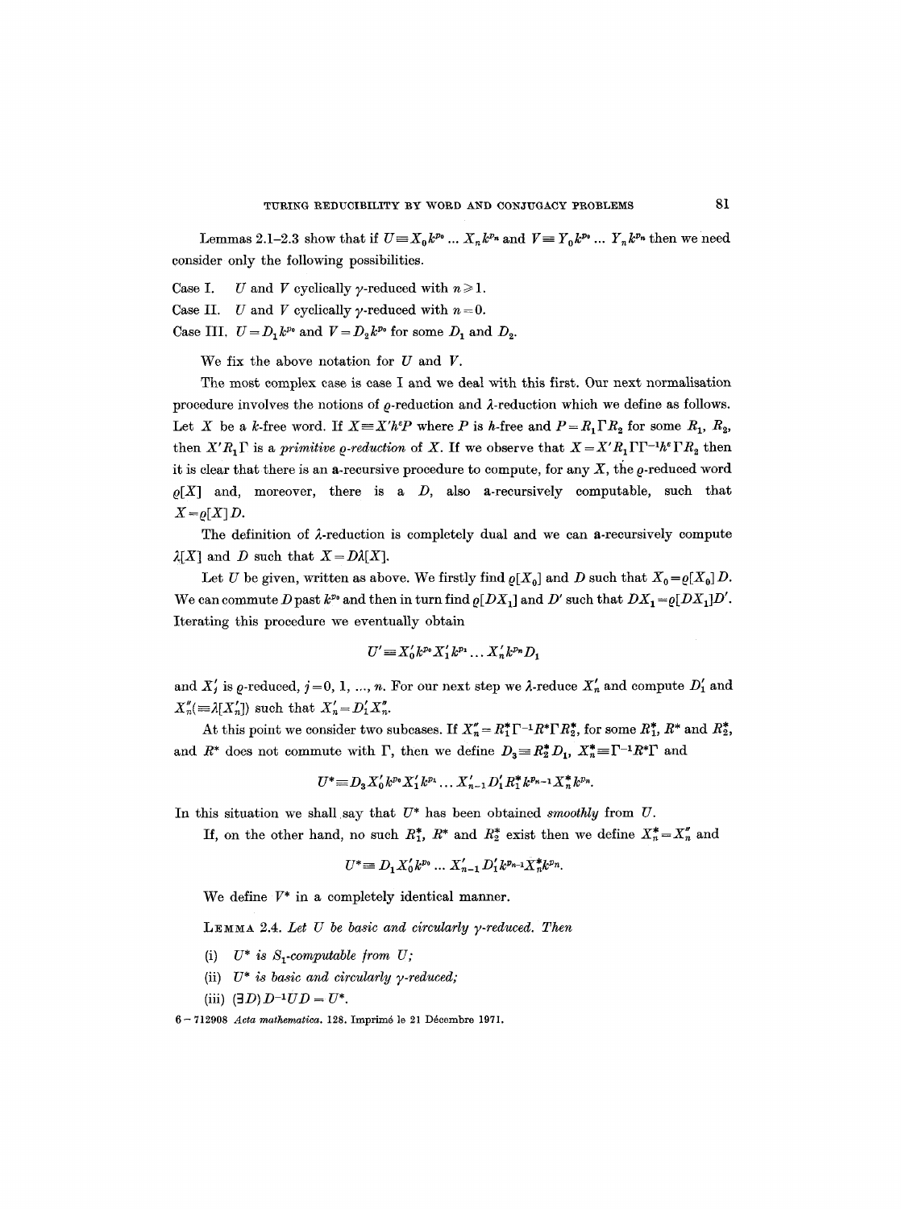Lemmas 2.1–2.3 show that if $U \equiv X_0 k^{p_0} \dots X_n k^{p_n}$ and $V \equiv Y_0 k^{p_0} \dots Y_n k^{p_n}$ then we need consider only the following possibilities.

Case I. $U$ and $V$ cyclically $\gamma$-reduced with $n \geqslant 1$.

Case II. $U$ and $V$ cyclically $\gamma$-reduced with $n = 0$.

Case III. $U = D_1 k^{p_0}$ and $V = D_2 k^{p_0}$ for some $D_1$ and $D_2$.

We fix the above notation for $U$ and $V$.

The most complex case is case I and we deal with this first. Our next normalisation procedure involves the notions of $\varrho$-reduction and $\lambda$-reduction which we define as follows. Let $X$ be a $k$-free word. If $X \equiv X' h^{\varepsilon} P$ where $P$ is $h$-free and $P = R_1 \Gamma R_2$ for some $R_1$, $R_2$, then $X' R_1 \Gamma$ is a *primitive $\varrho$-reduction* of $X$. If we observe that $X = X' R_1 \Gamma \Gamma^{-1} h^{\varepsilon} \Gamma R_2$ then it is clear that there is an a-recursive procedure to compute, for any $X$, the $\varrho$-reduced word $\varrho[X]$ and, moreover, there is a $D$, also a-recursively computable, such that $X = \varrho[X] D$.

The definition of $\lambda$-reduction is completely dual and we can a-recursively compute $\lambda[X]$ and $D$ such that $X = D\lambda[X]$.

Let $U$ be given, written as above. We firstly find $\varrho[X_0]$ and $D$ such that $X_0 = \varrho[X_0] D$. We can commute $D$ past $k^{p_0}$ and then in turn find $\varrho[DX_1]$ and $D'$ such that $DX_1 = \varrho[DX_1] D'$. Iterating this procedure we eventually obtain

$$U' \equiv X_0' k^{p_0} X_1' k^{p_1} \dots X_n' k^{p_n} D_1$$

and $X_j'$ is $\varrho$-reduced, $j = 0, 1, \dots, n$. For our next step we $\lambda$-reduce $X_n'$ and compute $D_1'$ and $X_n''(\equiv \lambda[X_n'])$ such that $X_n' = D_1' X_n''$.

At this point we consider two subcases. If $X_n'' = R_1^* \Gamma^{-1} R^* \Gamma R_2^*$, for some $R_1^*$, $R^*$ and $R_2^*$, and $R^*$ does not commute with $\Gamma$, then we define $D_3 \equiv R_2^* D_1$, $X_n^* \equiv \Gamma^{-1} R^* \Gamma$ and

$$U^* \equiv D_3 X_0' k^{p_0} X_1' k^{p_1} \dots X_{n-1}' D_1' R_1^* k^{p_{n-1}} X_n^* k^{p_n}.$$

In this situation we shall say that $U^*$ has been obtained *smoothly* from $U$.

If, on the other hand, no such $R_1^*$, $R^*$ and $R_2^*$ exist then we define $X_n^* = X_n''$ and

$$U^* \equiv D_1 X_0' k^{p_0} \dots X_{n-1}' D_1' k^{p_{n-1}} X_n^* k^{p_n}.$$

We define $V^*$ in a completely identical manner.

LEMMA 2.4. *Let $U$ be basic and circularly $\gamma$-reduced. Then*

(i) *$U^*$ is $S_1$-computable from $U$;*

(ii) *$U^*$ is basic and circularly $\gamma$-reduced;*

(iii) $(\exists D) D^{-1} U D = U^*$.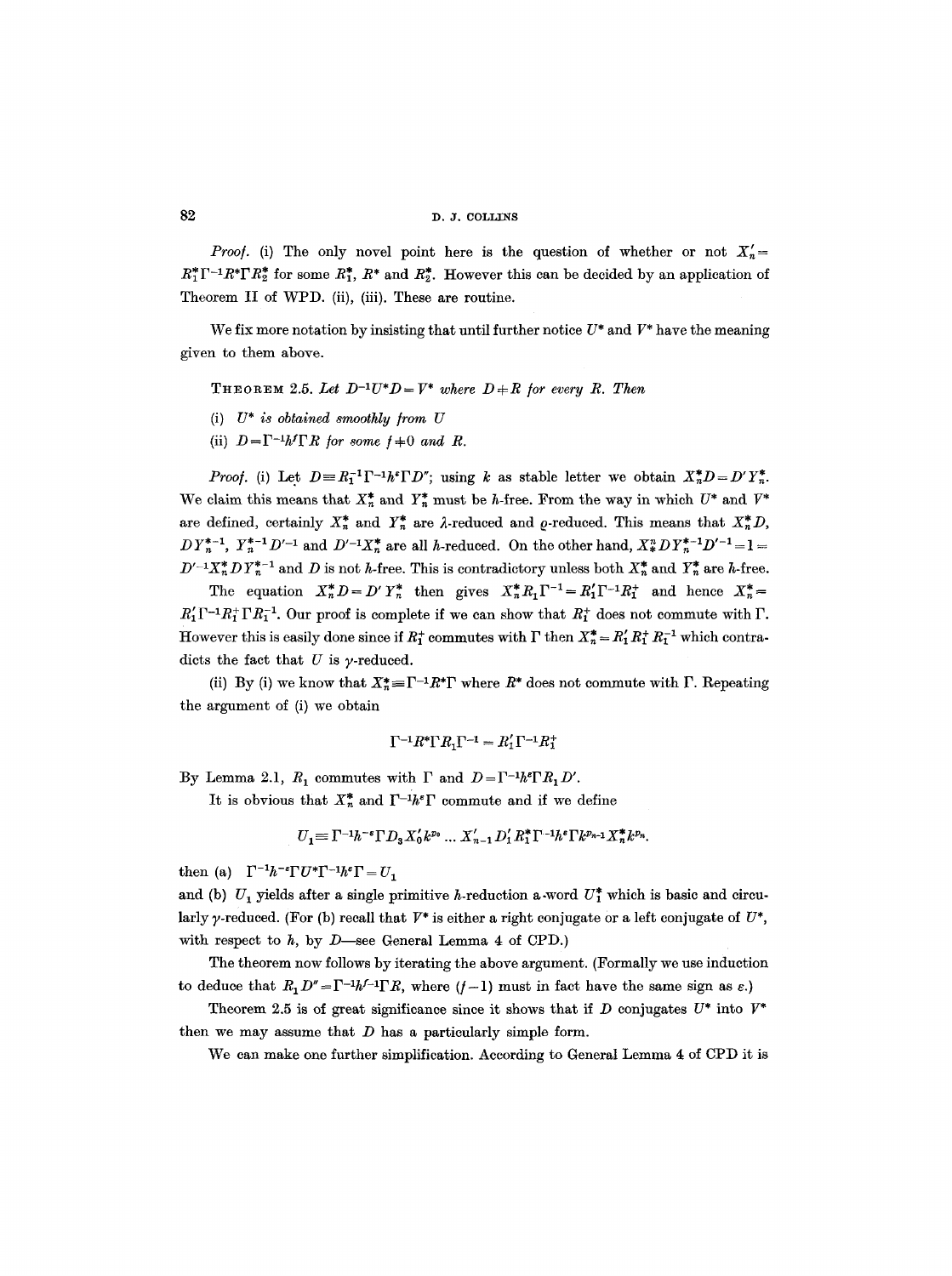*Proof.* (i) The only novel point here is the question of whether or not $X_n' = R_1^* \Gamma^{-1} R^* \Gamma R_2^*$ for some $R_1^*$, $R^*$ and $R_2^*$. However this can be decided by an application of Theorem II of WPD. (ii), (iii). These are routine.

We fix more notation by insisting that until further notice $U^*$ and $V^*$ have the meaning given to them above.

**Theorem 2.5.** *Let $D^{-1}U^*D = V^*$ where $D \neq R$ for every $R$. Then*

(i) *$U^*$ is obtained smoothly from $U$*

(ii) *$D = \Gamma^{-1}h^f \Gamma R$ for some $f \neq 0$ and $R$.*

*Proof.* (i) Let $D \equiv R_1^{-1}\Gamma^{-1}h^\varepsilon \Gamma D''$; using $k$ as stable letter we obtain $X_n^* D = D' Y_n^*$. We claim this means that $X_n^*$ and $Y_n^*$ must be $h$-free. From the way in which $U^*$ and $V^*$ are defined, certainly $X_n^*$ and $Y_n^*$ are $\lambda$-reduced and $\varrho$-reduced. This means that $X_n^* D$, $DY_n^{*-1}$, $Y_n^{*-1}D'^{-1}$ and $D'^{-1}X_n^*$ are all $h$-reduced. On the other hand, $X_*^n D Y_n^{*-1} D'^{-1} = 1 = D'^{-1} X_n^* D Y_n^{*-1}$ and $D$ is not $h$-free. This is contradictory unless both $X_n^*$ and $Y_n^*$ are $h$-free.

The equation $X_n^* D = D' Y_n^*$ then gives $X_n^* R_1 \Gamma^{-1} = R_1' \Gamma^{-1} R_1^+$ and hence $X_n^* = R_1' \Gamma^{-1} R_1^+ \Gamma R_1^{-1}$. Our proof is complete if we can show that $R_1^+$ does not commute with $\Gamma$. However this is easily done since if $R_1^+$ commutes with $\Gamma$ then $X_n^* = R_1' R_1^+ R_1^{-1}$ which contradicts the fact that $U$ is $\gamma$-reduced.

(ii) By (i) we know that $X_n^* \equiv \Gamma^{-1} R^* \Gamma$ where $R^*$ does not commute with $\Gamma$. Repeating the argument of (i) we obtain

$$\Gamma^{-1} R^* \Gamma R_1 \Gamma^{-1} = R_1' \Gamma^{-1} R_1^+$$

By Lemma 2.1, $R_1$ commutes with $\Gamma$ and $D = \Gamma^{-1} h^\varepsilon \Gamma R_1 D'$.

It is obvious that $X_n^*$ and $\Gamma^{-1} h^\varepsilon \Gamma$ commute and if we define

$$U_1 \equiv \Gamma^{-1} h^{-\varepsilon} \Gamma D_3 X_0' k^{p_0} \dots X_{n-1}' D_1' R_1^* \Gamma^{-1} h^\varepsilon \Gamma k^{p_{n-1}} X_n^* k^{p_n}.$$

then (a) $\Gamma^{-1} h^{-\varepsilon} \Gamma U^* \Gamma^{-1} h^\varepsilon \Gamma = U_1$

and (b) $U_1$ yields after a single primitive $h$-reduction a word $U_1^*$ which is basic and circularly $\gamma$-reduced. (For (b) recall that $V^*$ is either a right conjugate or a left conjugate of $U^*$, with respect to $h$, by $D$—see General Lemma 4 of CPD.)

The theorem now follows by iterating the above argument. (Formally we use induction to deduce that $R_1 D'' = \Gamma^{-1} h^{f-1} \Gamma R$, where $(f-1)$ must in fact have the same sign as $\varepsilon$.)

Theorem 2.5 is of great significance since it shows that if $D$ conjugates $U^*$ into $V^*$ then we may assume that $D$ has a particularly simple form.

We can make one further simplification. According to General Lemma 4 of CPD it is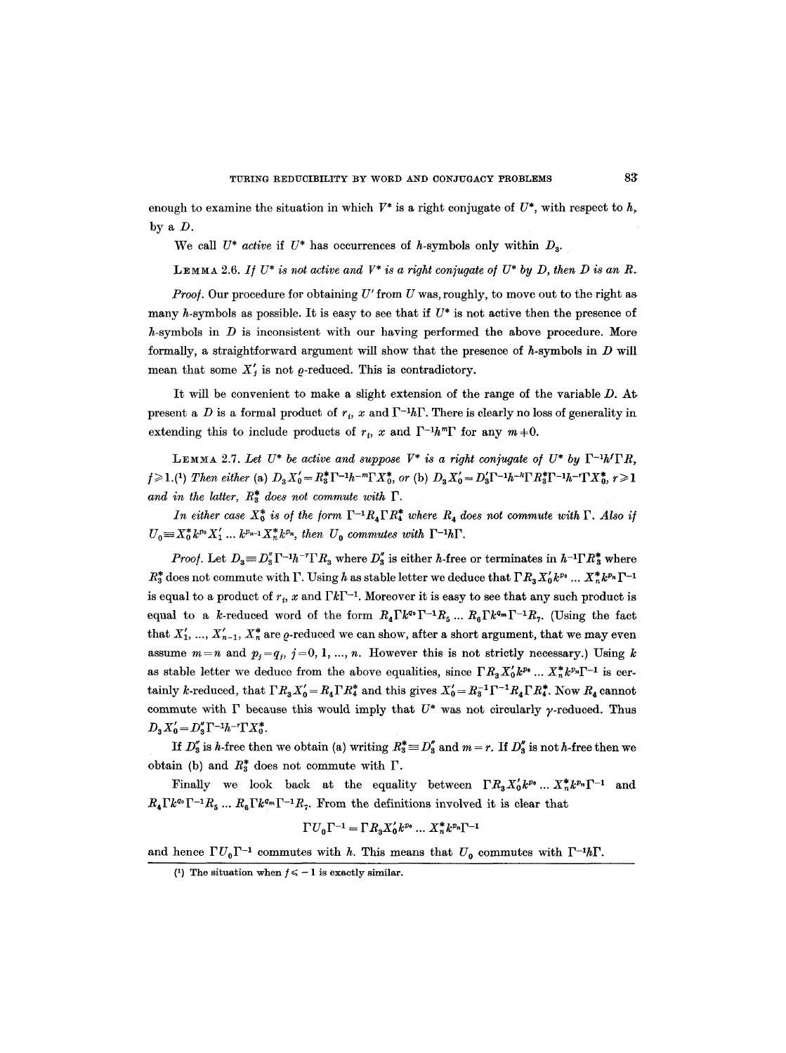enough to examine the situation in which $V^*$ is a right conjugate of $U^*$, with respect to $h$, by a $D$.

We call $U^*$ *active* if $U^*$ has occurrences of $h$-symbols only within $D_3$.

LEMMA 2.6. *If $U^*$ is not active and $V^*$ is a right conjugate of $U^*$ by $D$, then $D$ is an $R$.*

*Proof.* Our procedure for obtaining $U'$ from $U$ was, roughly, to move out to the right as many $h$-symbols as possible. It is easy to see that if $U^*$ is not active then the presence of $h$-symbols in $D$ is inconsistent with our having performed the above procedure. More formally, a straightforward argument will show that the presence of $h$-symbols in $D$ will mean that some $X_j'$ is not $\varrho$-reduced. This is contradictory.

It will be convenient to make a slight extension of the range of the variable $D$. At present a $D$ is a formal product of $r_i$, $x$ and $\Gamma^{-1}h\Gamma$. There is clearly no loss of generality in extending this to include products of $r_i$, $x$ and $\Gamma^{-1}h^m\Gamma$ for any $m \neq 0$.

LEMMA 2.7. *Let $U^*$ be active and suppose $V^*$ is a right conjugate of $U^*$ by $\Gamma^{-1}h^f\Gamma R$, $f \geq 1$.*[1] *Then either* (a) $D_3X_0' = R_3^*\Gamma^{-1}h^{-m}\Gamma X_0^*$, *or* (b) $D_3X_0' = D_3'\Gamma^{-1}h^{-k}\Gamma R_3^*\Gamma^{-1}h^{-r}\Gamma X_0^*$, $r \geq 1$ *and in the latter, $R_3^*$ does not commute with $\Gamma$.*

*In either case $X_0^*$ is of the form $\Gamma^{-1}R_4\Gamma R_4^*$ where $R_4$ does not commute with $\Gamma$. Also if $U_0 \equiv X_0^* k^{p_0} X_1' \dots k^{p_{n-1}} X_n^* k^{p_n}$, then $U_0$ commutes with $\Gamma^{-1}h\Gamma$.*

*Proof.* Let $D_3 \equiv D_3''\Gamma^{-1}h^{-r}\Gamma R_3$ where $D_3''$ is either $h$-free or terminates in $h^{-1}\Gamma R_3^*$ where $R_3^*$ does not commute with $\Gamma$. Using $h$ as stable letter we deduce that $\Gamma R_3 X_0' k^{p_0} \dots X_n^* k^{p_n} \Gamma^{-1}$ is equal to a product of $r_i$, $x$ and $\Gamma k \Gamma^{-1}$. Moreover it is easy to see that any such product is equal to a $k$-reduced word of the form $R_4 \Gamma k^{q_0} \Gamma^{-1} R_5 \dots R_6 \Gamma k^{q_m} \Gamma^{-1} R_7$. (Using the fact that $X_1', \dots, X_{n-1}', X_n^*$ are $\varrho$-reduced we can show, after a short argument, that we may even assume $m = n$ and $p_j = q_j$, $j = 0, 1, \dots, n$. However this is not strictly necessary.) Using $k$ as stable letter we deduce from the above equalities, since $\Gamma R_3 X_0' k^{p_0} \dots X_n^* k^{p_n} \Gamma^{-1}$ is certainly $k$-reduced, that $\Gamma R_3 X_0' = R_4 \Gamma R_4^*$ and this gives $X_0' = R_3^{-1}\Gamma^{-1}R_4\Gamma R_4^*$. Now $R_4$ cannot commute with $\Gamma$ because this would imply that $U^*$ was not circularly $\gamma$-reduced. Thus $D_3 X_0' = D_3''\Gamma^{-1}h^{-r}\Gamma X_0^*$.

If $D_3''$ is $h$-free then we obtain (a) writing $R_3^* \equiv D_3''$ and $m = r$. If $D_3''$ is not $h$-free then we obtain (b) and $R_3^*$ does not commute with $\Gamma$.

Finally we look back at the equality between $\Gamma R_3 X_0' k^{p_0} \dots X_n^* k^{p_n} \Gamma^{-1}$ and $R_4 \Gamma k^{q_0} \Gamma^{-1} R_5 \dots R_6 \Gamma k^{q_m} \Gamma^{-1} R_7$. From the definitions involved it is clear that

$$\Gamma U_0 \Gamma^{-1} = \Gamma R_3 X_0' k^{p_0} \dots X_n^* k^{p_n} \Gamma^{-1}$$

and hence $\Gamma U_0 \Gamma^{-1}$ commutes with $h$. This means that $U_0$ commutes with $\Gamma^{-1}h\Gamma$.

---

[1] The situation when $f \leq -1$ is exactly similar.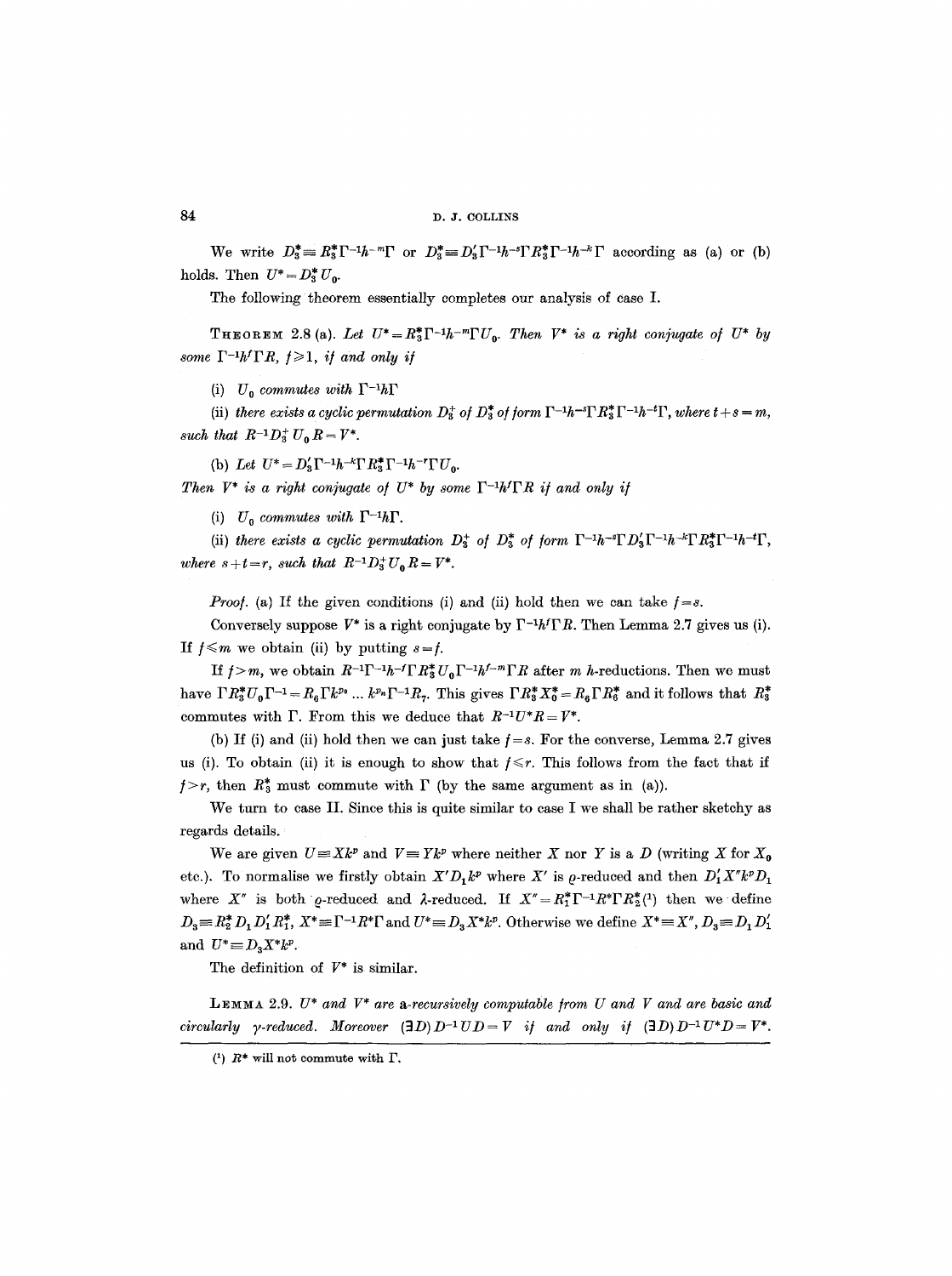We write $D_3^* \equiv R_3^* \Gamma^{-1} h^{-m} \Gamma$ or $D_3^* \equiv D_3' \Gamma^{-1} h^{-s} \Gamma R_3^* \Gamma^{-1} h^{-k} \Gamma$ according as (a) or (b) holds. Then $U^* = D_3^* U_0$.

The following theorem essentially completes our analysis of case I.

**Theorem** 2.8 (a). *Let $U^* = R_3^* \Gamma^{-1} h^{-m} \Gamma U_0$. Then $V^*$ is a right conjugate of $U^*$ by some $\Gamma^{-1} h^f \Gamma R$, $f \geqslant 1$, if and only if*

(i) *$U_0$ commutes with $\Gamma^{-1} h \Gamma$*

(ii) *there exists a cyclic permutation $D_3^+$ of $D_3^*$ of form $\Gamma^{-1} h^{-s} \Gamma R_3^* \Gamma^{-1} h^{-t} \Gamma$, where $t + s = m$, such that $R^{-1} D_3^+ U_0 R = V^*$.*

(b) *Let $U^* = D_3' \Gamma^{-1} h^{-k} \Gamma R_3^* \Gamma^{-1} h^{-r} \Gamma U_0$.*

*Then $V^*$ is a right conjugate of $U^*$ by some $\Gamma^{-1} h^f \Gamma R$ if and only if*

(i) *$U_0$ commutes with $\Gamma^{-1} h \Gamma$.*

(ii) *there exists a cyclic permutation $D_3^+$ of $D_3^*$ of form $\Gamma^{-1} h^{-s} \Gamma D_3' \Gamma^{-1} h^{-k} \Gamma R_3^* \Gamma^{-1} h^{-t} \Gamma$, where $s + t = r$, such that $R^{-1} D_3^+ U_0 R = V^*$.*

*Proof.* (a) If the given conditions (i) and (ii) hold then we can take $f = s$.

Conversely suppose $V^*$ is a right conjugate by $\Gamma^{-1} h^f \Gamma R$. Then Lemma 2.7 gives us (i). If $f \leqslant m$ we obtain (ii) by putting $s = f$.

If $f > m$, we obtain $R^{-1} \Gamma^{-1} h^{-f} \Gamma R_3^* U_0 \Gamma^{-1} h^{f-m} \Gamma R$ after $m$ $h$-reductions. Then we must have $\Gamma R_3^* U_0 \Gamma^{-1} = R_6 \Gamma k^{p_0} \dots k^{p_n} \Gamma^{-1} R_7$. This gives $\Gamma R_3^* X_0^* = R_6 \Gamma R_6^*$ and it follows that $R_3^*$ commutes with $\Gamma$. From this we deduce that $R^{-1} U^* R = V^*$.

(b) If (i) and (ii) hold then we can just take $f = s$. For the converse, Lemma 2.7 gives us (i). To obtain (ii) it is enough to show that $f \leqslant r$. This follows from the fact that if $f > r$, then $R_3^*$ must commute with $\Gamma$ (by the same argument as in (a)).

We turn to case II. Since this is quite similar to case I we shall be rather sketchy as regards details.

We are given $U \equiv X k^p$ and $V \equiv Y k^p$ where neither $X$ nor $Y$ is a $D$ (writing $X$ for $X_0$ etc.). To normalise we firstly obtain $X' D_1 k^p$ where $X'$ is $\varrho$-reduced and then $D_1' X'' k^p D_1$ where $X''$ is both $\varrho$-reduced and $\lambda$-reduced. If $X'' = R_1^* \Gamma^{-1} R^* \Gamma R_2^*$[1] then we define $D_3 \equiv R_2^* D_1 D_1' R_1^*$, $X^* \equiv \Gamma^{-1} R^* \Gamma$ and $U^* \equiv D_3 X^* k^p$. Otherwise we define $X^* \equiv X''$, $D_3 \equiv D_1 D_1'$ and $U^* \equiv D_3 X^* k^p$.

The definition of $V^*$ is similar.

**Lemma** 2.9. *$U^*$ and $V^*$ are $\mathfrak{a}$-recursively computable from $U$ and $V$ and are basic and circularly $\gamma$-reduced. Moreover $(\exists D) D^{-1} U D = V$ if and only if $(\exists D) D^{-1} U^* D = V^*$.*

---

[1] $R^*$ will not commute with $\Gamma$.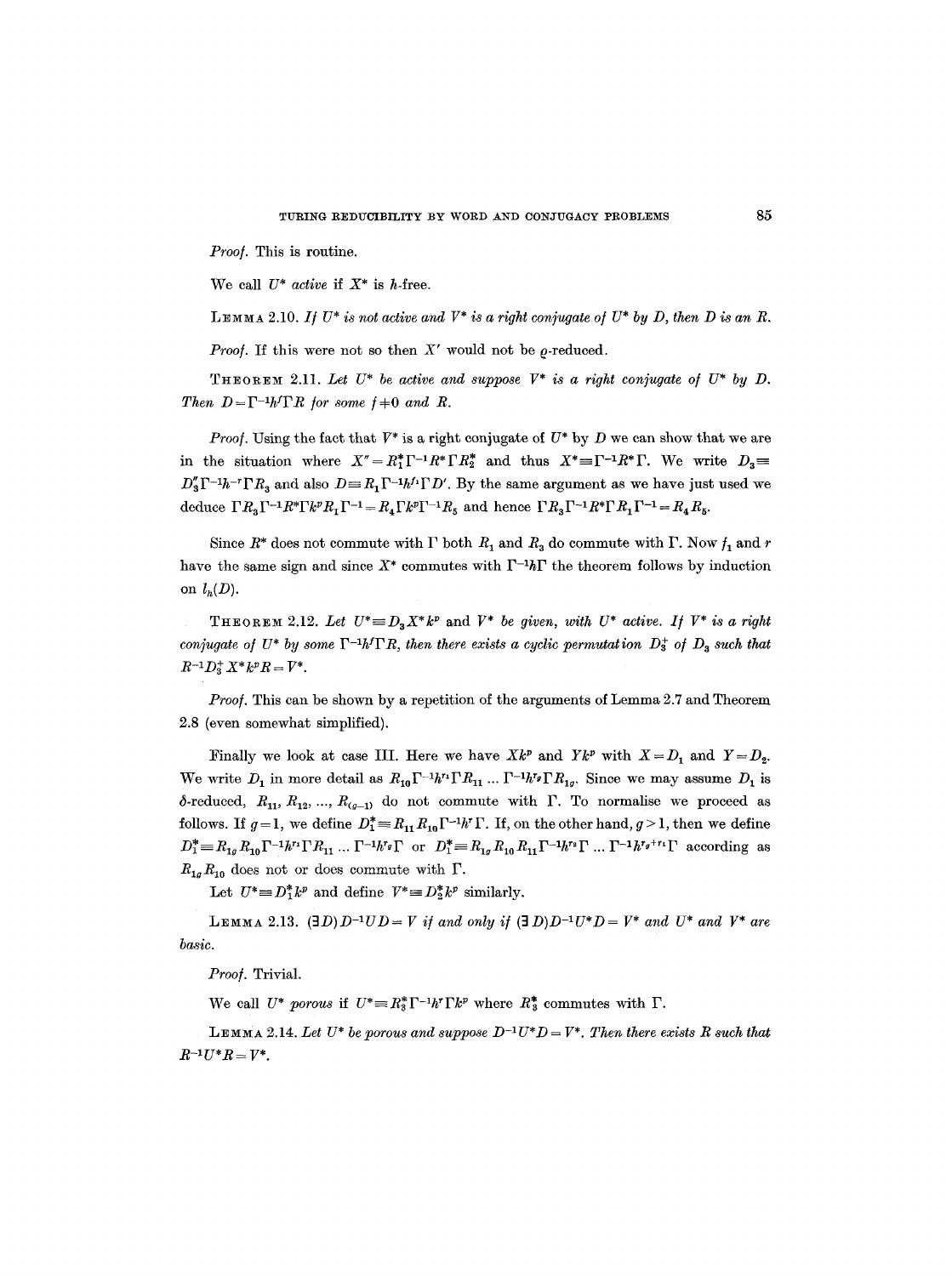*Proof.* This is routine.

We call $U^*$ *active* if $X^*$ is $h$-free.

LEMMA 2.10. *If $U^*$ is not active and $V^*$ is a right conjugate of $U^*$ by $D$, then $D$ is an $R$.*

*Proof.* If this were not so then $X'$ would not be $\varrho$-reduced.

THEOREM 2.11. *Let $U^*$ be active and suppose $V^*$ is a right conjugate of $U^*$ by $D$. Then $D = \Gamma^{-1}h^f\Gamma R$ for some $f \neq 0$ and $R$.*

*Proof.* Using the fact that $V^*$ is a right conjugate of $U^*$ by $D$ we can show that we are in the situation where $X'' = R_1^*\Gamma^{-1}R^*\Gamma R_2^*$ and thus $X^* \equiv \Gamma^{-1}R^*\Gamma$. We write $D_3 \equiv D_3''\Gamma^{-1}h^{-r}\Gamma R_3$ and also $D \equiv R_1\Gamma^{-1}h^{f_1}\Gamma D'$. By the same argument as we have just used we deduce $\Gamma R_3\Gamma^{-1}R^*\Gamma k^p R_1\Gamma^{-1} = R_4\Gamma k^p\Gamma^{-1}R_5$ and hence $\Gamma R_3\Gamma^{-1}R^*\Gamma R_1\Gamma^{-1} = R_4R_5$.

Since $R^*$ does not commute with $\Gamma$ both $R_1$ and $R_3$ do commute with $\Gamma$. Now $f_1$ and $r$ have the same sign and since $X^*$ commutes with $\Gamma^{-1}h\Gamma$ the theorem follows by induction on $l_h(D)$.

THEOREM 2.12. *Let $U^* \equiv D_3X^*k^p$ and $V^*$ be given, with $U^*$ active. If $V^*$ is a right conjugate of $U^*$ by some $\Gamma^{-1}h^f\Gamma R$, then there exists a cyclic permutation $D_3^+$ of $D_3$ such that $R^{-1}D_3^+X^*k^pR = V^*$.*

*Proof.* This can be shown by a repetition of the arguments of Lemma 2.7 and Theorem 2.8 (even somewhat simplified).

Finally we look at case III. Here we have $Xk^p$ and $Yk^p$ with $X = D_1$ and $Y = D_2$. We write $D_1$ in more detail as $R_{10}\Gamma^{-1}h^{r_1}\Gamma R_{11} \ldots \Gamma^{-1}h^{r_g}\Gamma R_{1g}$. Since we may assume $D_1$ is $\delta$-reduced, $R_{11}, R_{12}, \ldots, R_{(g-1)}$ do not commute with $\Gamma$. To normalise we proceed as follows. If $g = 1$, we define $D_1^* \equiv R_{11}R_{10}\Gamma^{-1}h^r\Gamma$. If, on the other hand, $g > 1$, then we define $D_1^* \equiv R_{1g}R_{10}\Gamma^{-1}h^{r_1}\Gamma R_{11} \ldots \Gamma^{-1}h^{r_g}\Gamma$ or $D_1^* \equiv R_{1g}R_{10}R_{11}\Gamma^{-1}h^{r_2}\Gamma \ldots \Gamma^{-1}h^{r_g+r_1}\Gamma$ according as $R_{1g}R_{10}$ does not or does commute with $\Gamma$.

Let $U^* \equiv D_1^*k^p$ and define $V^* \equiv D_2^*k^p$ similarly.

LEMMA 2.13. *$(\exists D)D^{-1}UD = V$ if and only if $(\exists D)D^{-1}U^*D = V^*$ and $U^*$ and $V^*$ are basic.*

*Proof.* Trivial.

We call $U^*$ *porous* if $U^* \equiv R_3^*\Gamma^{-1}h^r\Gamma k^p$ where $R_3^*$ commutes with $\Gamma$.

LEMMA 2.14. *Let $U^*$ be porous and suppose $D^{-1}U^*D = V^*$. Then there exists $R$ such that $R^{-1}U^*R = V^*$.*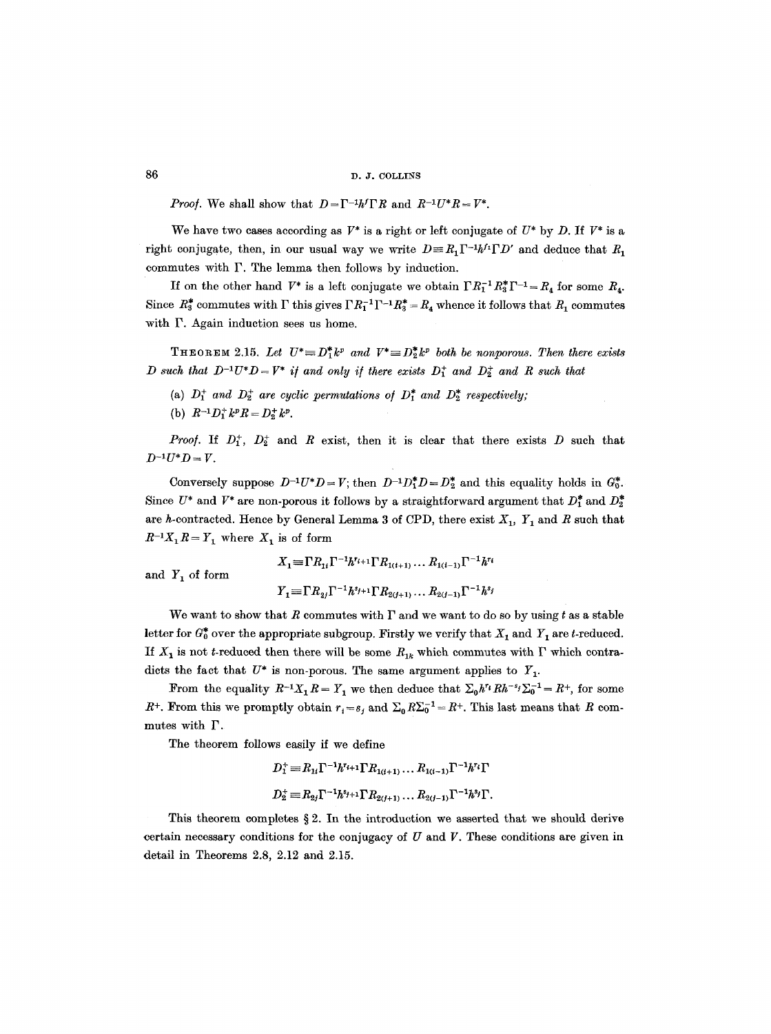*Proof.* We shall show that $D = \Gamma^{-1}h^f\Gamma R$ and $R^{-1}U^*R = V^*$.

We have two cases according as $V^*$ is a right or left conjugate of $U^*$ by $D$. If $V^*$ is a right conjugate, then, in our usual way we write $D \equiv R_1\Gamma^{-1}h^{f_1}\Gamma D'$ and deduce that $R_1$ commutes with $\Gamma$. The lemma then follows by induction.

If on the other hand $V^*$ is a left conjugate we obtain $\Gamma R_1^{-1} R_3^* \Gamma^{-1} = R_4$ for some $R_4$. Since $R_3^*$ commutes with $\Gamma$ this gives $\Gamma R_1^{-1}\Gamma^{-1}R_3^* = R_4$ whence it follows that $R_1$ commutes with $\Gamma$. Again induction sees us home.

THEOREM 2.15. *Let $U^* \equiv D_1^* k^p$ and $V^* \equiv D_2^* k^p$ both be nonporous. Then there exists $D$ such that $D^{-1}U^*D = V^*$ if and only if there exists $D_1^+$ and $D_2^+$ and $R$ such that*

(a) *$D_1^+$ and $D_2^+$ are cyclic permutations of $D_1^*$ and $D_2^*$ respectively;*

(b) *$R^{-1}D_1^+ k^p R = D_2^+ k^p$.*

*Proof.* If $D_1^+$, $D_2^+$ and $R$ exist, then it is clear that there exists $D$ such that $D^{-1}U^*D = V$.

Conversely suppose $D^{-1}U^*D = V$; then $D^{-1}D_1^*D = D_2^*$ and this equality holds in $G_0^*$. Since $U^*$ and $V^*$ are non-porous it follows by a straightforward argument that $D_1^*$ and $D_2^*$ are $h$-contracted. Hence by General Lemma 3 of CPD, there exist $X_1$, $Y_1$ and $R$ such that $R^{-1}X_1R = Y_1$ where $X_1$ is of form

$$X_1 \equiv \Gamma R_{1i}\Gamma^{-1}h^{r_{i+1}}\Gamma R_{1(i+1)} \dots R_{1(i-1)}\Gamma^{-1}h^{r_i}$$

and $Y_1$ of form

$$Y_1 \equiv \Gamma R_{2j}\Gamma^{-1}h^{s_{j+1}}\Gamma R_{2(j+1)} \dots R_{2(j-1)}\Gamma^{-1}h^{s_j}$$

We want to show that $R$ commutes with $\Gamma$ and we want to do so by using $t$ as a stable letter for $G_0^*$ over the appropriate subgroup. Firstly we verify that $X_1$ and $Y_1$ are $t$-reduced. If $X_1$ is not $t$-reduced then there will be some $R_{1k}$ which commutes with $\Gamma$ which contradicts the fact that $U^*$ is non-porous. The same argument applies to $Y_1$.

From the equality $R^{-1}X_1R = Y_1$ we then deduce that $\Sigma_0 h^{r_i} R h^{-s_j} \Sigma_0^{-1} = R^+$, for some $R^+$. From this we promptly obtain $r_i = s_j$ and $\Sigma_0 R \Sigma_0^{-1} = R^+$. This last means that $R$ commutes with $\Gamma$.

The theorem follows easily if we define

$$D_1^+ \equiv R_{1i}\Gamma^{-1}h^{r_{i+1}}\Gamma R_{1(i+1)} \dots R_{1(i-1)}\Gamma^{-1}h^{r_i}\Gamma$$

$$D_2^+ \equiv R_{2j}\Gamma^{-1}h^{s_{j+1}}\Gamma R_{2(j+1)} \dots R_{2(j-1)}\Gamma^{-1}h^{s_j}\Gamma.$$

This theorem completes § 2. In the introduction we asserted that we should derive certain necessary conditions for the conjugacy of $U$ and $V$. These conditions are given in detail in Theorems 2.8, 2.12 and 2.15.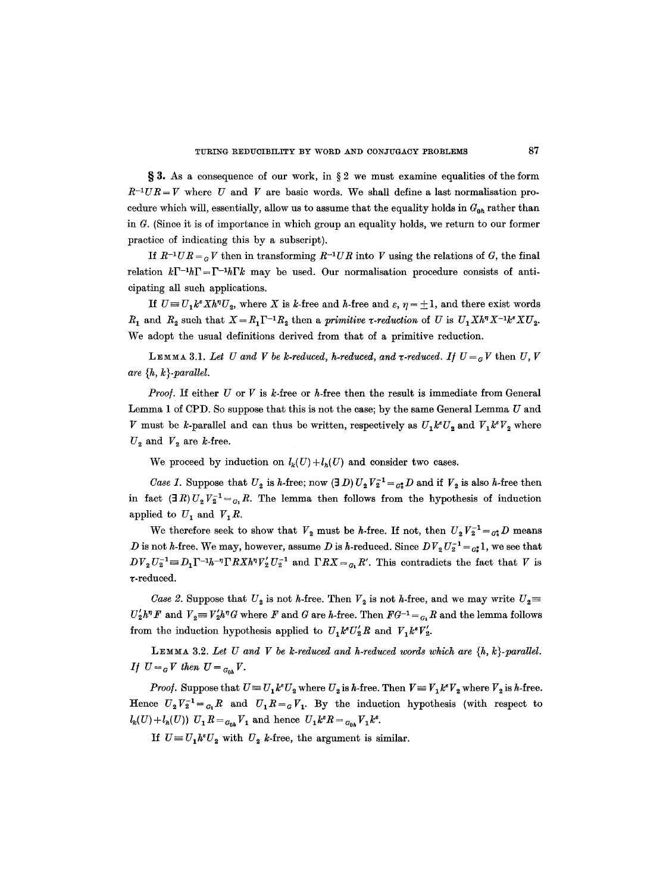**§ 3.** As a consequence of our work, in § 2 we must examine equalities of the form $R^{-1}UR = V$ where $U$ and $V$ are basic words. We shall define a last normalisation procedure which will, essentially, allow us to assume that the equality holds in $G_{0h}$ rather than in $G$. (Since it is of importance in which group an equality holds, we return to our former practice of indicating this by a subscript).

If $R^{-1}UR =_G V$ then in transforming $R^{-1}UR$ into $V$ using the relations of $G$, the final relation $k\Gamma^{-1}h\Gamma = \Gamma^{-1}h\Gamma k$ may be used. Our normalisation procedure consists of anticipating all such applications.

If $U \equiv U_1 k^{\varepsilon} X h^{\eta} U_2$, where $X$ is $k$-free and $h$-free and $\varepsilon, \eta = \pm 1$, and there exist words $R_1$ and $R_2$ such that $X = R_1 \Gamma^{-1} R_2$ then a *primitive $\tau$-reduction* of $U$ is $U_1 X h^{\eta} X^{-1} k^{\varepsilon} X U_2$. We adopt the usual definitions derived from that of a primitive reduction.

LEMMA 3.1. *Let $U$ and $V$ be $k$-reduced, $h$-reduced, and $\tau$-reduced. If $U =_G V$ then $U$, $V$ are $\{h, k\}$-parallel.*

*Proof.* If either $U$ or $V$ is $k$-free or $h$-free then the result is immediate from General Lemma 1 of CPD. So suppose that this is not the case; by the same General Lemma $U$ and $V$ must be $k$-parallel and can thus be written, respectively as $U_1 k^{\varepsilon} U_2$ and $V_1 k^{\varepsilon} V_2$ where $U_2$ and $V_2$ are $k$-free.

We proceed by induction on $l_k(U) + l_h(U)$ and consider two cases.

*Case 1.* Suppose that $U_2$ is $h$-free; now $(\exists D)\, U_2 V_2^{-1} =_{G_0^*} D$ and if $V_2$ is also $h$-free then in fact $(\exists R)\, U_2 V_2^{-1} =_{G_1} R$. The lemma then follows from the hypothesis of induction applied to $U_1$ and $V_1 R$.

We therefore seek to show that $V_2$ must be $h$-free. If not, then $U_2 V_2^{-1} =_{G_0^*} D$ means $D$ is not $h$-free. We may, however, assume $D$ is $h$-reduced. Since $D V_2 U_2^{-1} =_{G_0^*} 1$, we see that $D V_2 U_2^{-1} \equiv D_1 \Gamma^{-1} h^{-\eta} \Gamma R X h^{\eta} V_2' U_2^{-1}$ and $\Gamma R X =_{G_1} R'$. This contradicts the fact that $V$ is $\tau$-reduced.

*Case 2.* Suppose that $U_2$ is not $h$-free. Then $V_2$ is not $h$-free, and we may write $U_2 \equiv U_2' h^{\eta} F$ and $V_2 \equiv V_2' h^{\eta} G$ where $F$ and $G$ are $h$-free. Then $FG^{-1} =_{G_1} R$ and the lemma follows from the induction hypothesis applied to $U_1 k^{\varepsilon} U_2' R$ and $V_1 k^{\varepsilon} V_2'$.

LEMMA 3.2. *Let $U$ and $V$ be $k$-reduced and $h$-reduced words which are $\{h, k\}$-parallel. If $U =_G V$ then $U =_{G_{0h}} V$.*

*Proof.* Suppose that $U \equiv U_1 k^{\varepsilon} U_2$ where $U_2$ is $h$-free. Then $V \equiv V_1 k^{\varepsilon} V_2$ where $V_2$ is $h$-free. Hence $U_2 V_2^{-1} =_{G_1} R$ and $U_1 R =_G V_1$. By the induction hypothesis (with respect to $l_k(U) + l_h(U)$) $U_1 R =_{G_{0h}} V_1$ and hence $U_1 k^{\varepsilon} R =_{G_{0h}} V_1 k^{\varepsilon}$.

If $U \equiv U_1 h^{\varepsilon} U_2$ with $U_2$ $k$-free, the argument is similar.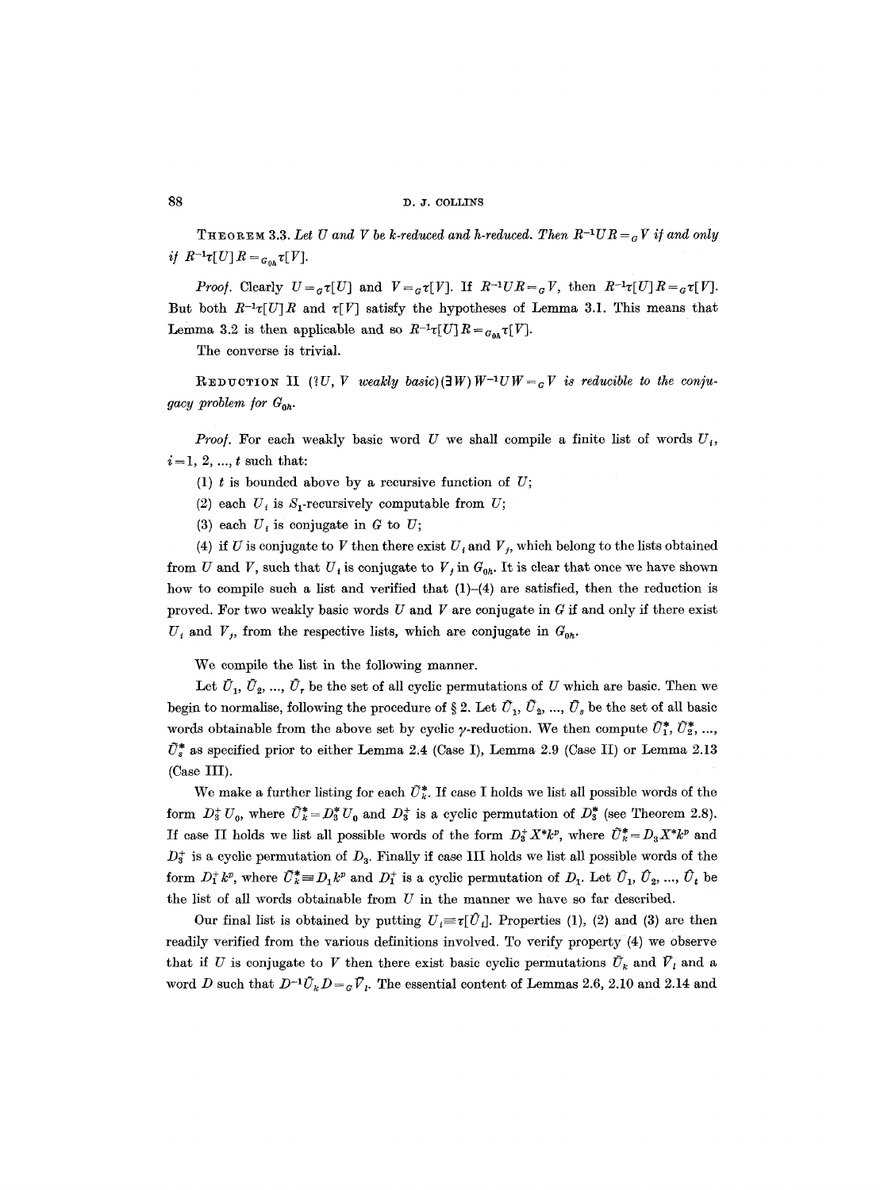**Theorem 3.3.** *Let $U$ and $V$ be k-reduced and h-reduced. Then $R^{-1}UR =_G V$ if and only if $R^{-1}\tau[U]R =_{G_{0h}} \tau[V]$.*

*Proof.* Clearly $U =_G \tau[U]$ and $V =_G \tau[V]$. If $R^{-1}UR =_G V$, then $R^{-1}\tau[U]R =_G \tau[V]$. But both $R^{-1}\tau[U]R$ and $\tau[V]$ satisfy the hypotheses of Lemma 3.1. This means that Lemma 3.2 is then applicable and so $R^{-1}\tau[U]R =_{G_{0h}} \tau[V]$.

The converse is trivial.

**Reduction II** $(?U, V$ *weakly basic*$)(\exists W) W^{-1}UW =_G V$ *is reducible to the conjugacy problem for* $G_{0h}$.

*Proof.* For each weakly basic word $U$ we shall compile a finite list of words $U_i$, $i = 1, 2, \ldots, t$ such that:

(1) $t$ is bounded above by a recursive function of $U$;

(2) each $U_i$ is $S_1$-recursively computable from $U$;

(3) each $U_i$ is conjugate in $G$ to $U$;

(4) if $U$ is conjugate to $V$ then there exist $U_i$ and $V_j$, which belong to the lists obtained from $U$ and $V$, such that $U_i$ is conjugate to $V_j$ in $G_{0h}$. It is clear that once we have shown how to compile such a list and verified that (1)–(4) are satisfied, then the reduction is proved. For two weakly basic words $U$ and $V$ are conjugate in $G$ if and only if there exist $U_i$ and $V_j$, from the respective lists, which are conjugate in $G_{0h}$.

We compile the list in the following manner.

Let $\bar{U}_1, \bar{U}_2, \ldots, \bar{U}_r$ be the set of all cyclic permutations of $U$ which are basic. Then we begin to normalise, following the procedure of § 2. Let $\bar{U}_1, \bar{U}_2, \ldots, \bar{U}_s$ be the set of all basic words obtainable from the above set by cyclic $\gamma$-reduction. We then compute $\bar{U}_1^*, \bar{U}_2^*, \ldots, \bar{U}_s^*$ as specified prior to either Lemma 2.4 (Case I), Lemma 2.9 (Case II) or Lemma 2.13 (Case III).

We make a further listing for each $\bar{U}_k^*$. If case I holds we list all possible words of the form $D_3^+ U_0$, where $\bar{U}_k^* = D_3^* U_0$ and $D_3^+$ is a cyclic permutation of $D_3^*$ (see Theorem 2.8). If case II holds we list all possible words of the form $D_3^+ X^* k^p$, where $\bar{U}_k^* = D_3 X^* k^p$ and $D_3^+$ is a cyclic permutation of $D_3$. Finally if case III holds we list all possible words of the form $D_1^+ k^p$, where $\bar{U}_k^* \equiv D_1 k^p$ and $D_1^+$ is a cyclic permutation of $D_1$. Let $\bar{U}_1, \bar{U}_2, \ldots, \bar{U}_t$ be the list of all words obtainable from $U$ in the manner we have so far described.

Our final list is obtained by putting $U_i \equiv \tau[\bar{U}_i]$. Properties (1), (2) and (3) are then readily verified from the various definitions involved. To verify property (4) we observe that if $U$ is conjugate to $V$ then there exist basic cyclic permutations $\bar{U}_k$ and $\bar{V}_l$ and a word $D$ such that $D^{-1}\bar{U}_k D =_G \bar{V}_l$. The essential content of Lemmas 2.6, 2.10 and 2.14 and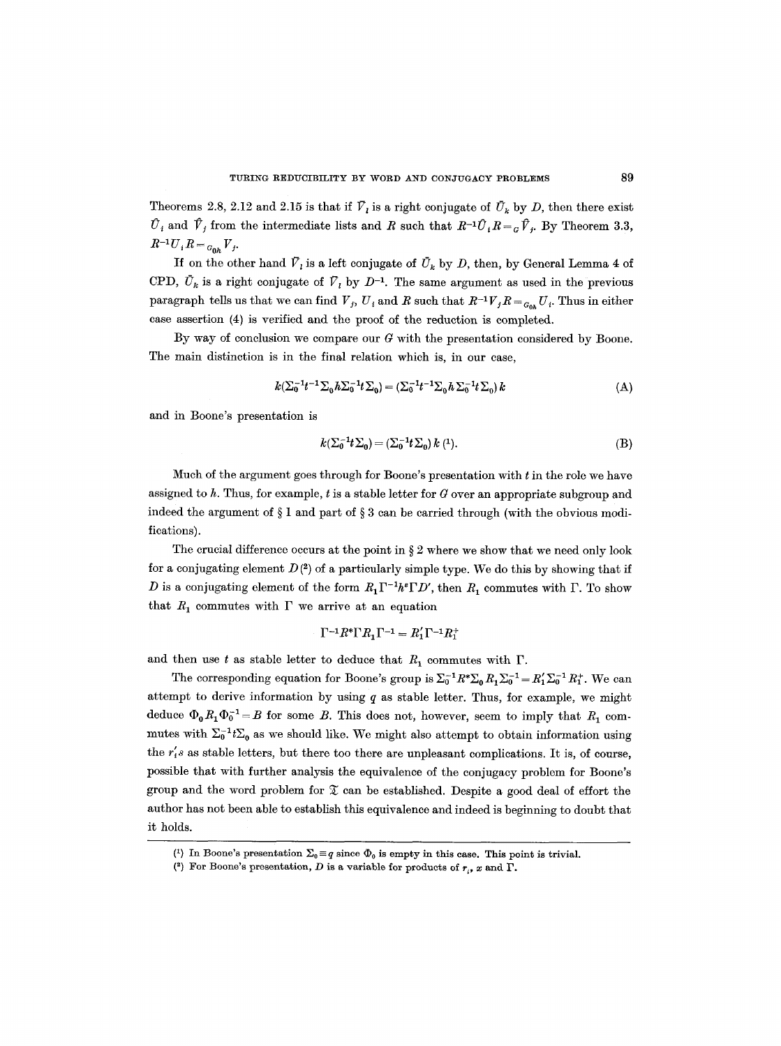Theorems 2.8, 2.12 and 2.15 is that if $\bar{V}_l$ is a right conjugate of $\bar{U}_k$ by $D$, then there exist $\hat{U}_i$ and $\hat{V}_j$ from the intermediate lists and $R$ such that $R^{-1}\hat{U}_i R =_G \hat{V}_j$. By Theorem 3.3, $R^{-1}U_i R =_{G_{0h}} V_j$.

If on the other hand $\bar{V}_l$ is a left conjugate of $\bar{U}_k$ by $D$, then, by General Lemma 4 of CPD, $\bar{U}_k$ is a right conjugate of $\bar{V}_l$ by $D^{-1}$. The same argument as used in the previous paragraph tells us that we can find $V_j$, $U_i$ and $R$ such that $R^{-1}V_j R =_{G_{0h}} U_i$. Thus in either case assertion (4) is verified and the proof of the reduction is completed.

By way of conclusion we compare our $G$ with the presentation considered by Boone. The main distinction is in the final relation which is, in our case,

$$k(\Sigma_0^{-1}t^{-1}\Sigma_0 h \Sigma_0^{-1}t\Sigma_0) = (\Sigma_0^{-1}t^{-1}\Sigma_0 h \Sigma_0^{-1}t\Sigma_0)\,k \tag{A}$$

and in Boone's presentation is

$$k(\Sigma_0^{-1}t\Sigma_0) = (\Sigma_0^{-1}t\Sigma_0)\,k\ ^{(1)}. \tag{B}$$

Much of the argument goes through for Boone's presentation with $t$ in the role we have assigned to $h$. Thus, for example, $t$ is a stable letter for $G$ over an appropriate subgroup and indeed the argument of § 1 and part of § 3 can be carried through (with the obvious modifications).

The crucial difference occurs at the point in § 2 where we show that we need only look for a conjugating element $D$ (2) of a particularly simple type. We do this by showing that if $D$ is a conjugating element of the form $R_1\Gamma^{-1}h^e\Gamma D'$, then $R_1$ commutes with $\Gamma$. To show that $R_1$ commutes with $\Gamma$ we arrive at an equation

$$\Gamma^{-1}R^*\Gamma R_1\Gamma^{-1} = R_1'\Gamma^{-1}R_1^+$$

and then use $t$ as stable letter to deduce that $R_1$ commutes with $\Gamma$.

The corresponding equation for Boone's group is $\Sigma_0^{-1}R^*\Sigma_0 R_1\Sigma_0^{-1} = R_1'\Sigma_0^{-1}R_1^+$. We can attempt to derive information by using $q$ as stable letter. Thus, for example, we might deduce $\Phi_0 R_1 \Phi_0^{-1} = B$ for some $B$. This does not, however, seem to imply that $R_1$ commutes with $\Sigma_0^{-1}t\Sigma_0$ as we should like. We might also attempt to obtain information using the $r_i'$s as stable letters, but there too there are unpleasant complications. It is, of course, possible that with further analysis the equivalence of the conjugacy problem for Boone's group and the word problem for $\mathfrak{T}$ can be established. Despite a good deal of effort the author has not been able to establish this equivalence and indeed is beginning to doubt that it holds.

(1) In Boone's presentation $\Sigma_0 \equiv q$ since $\Phi_0$ is empty in this case. This point is trivial.

(2) For Boone's presentation, $D$ is a variable for products of $r_i$, $x$ and $\Gamma$.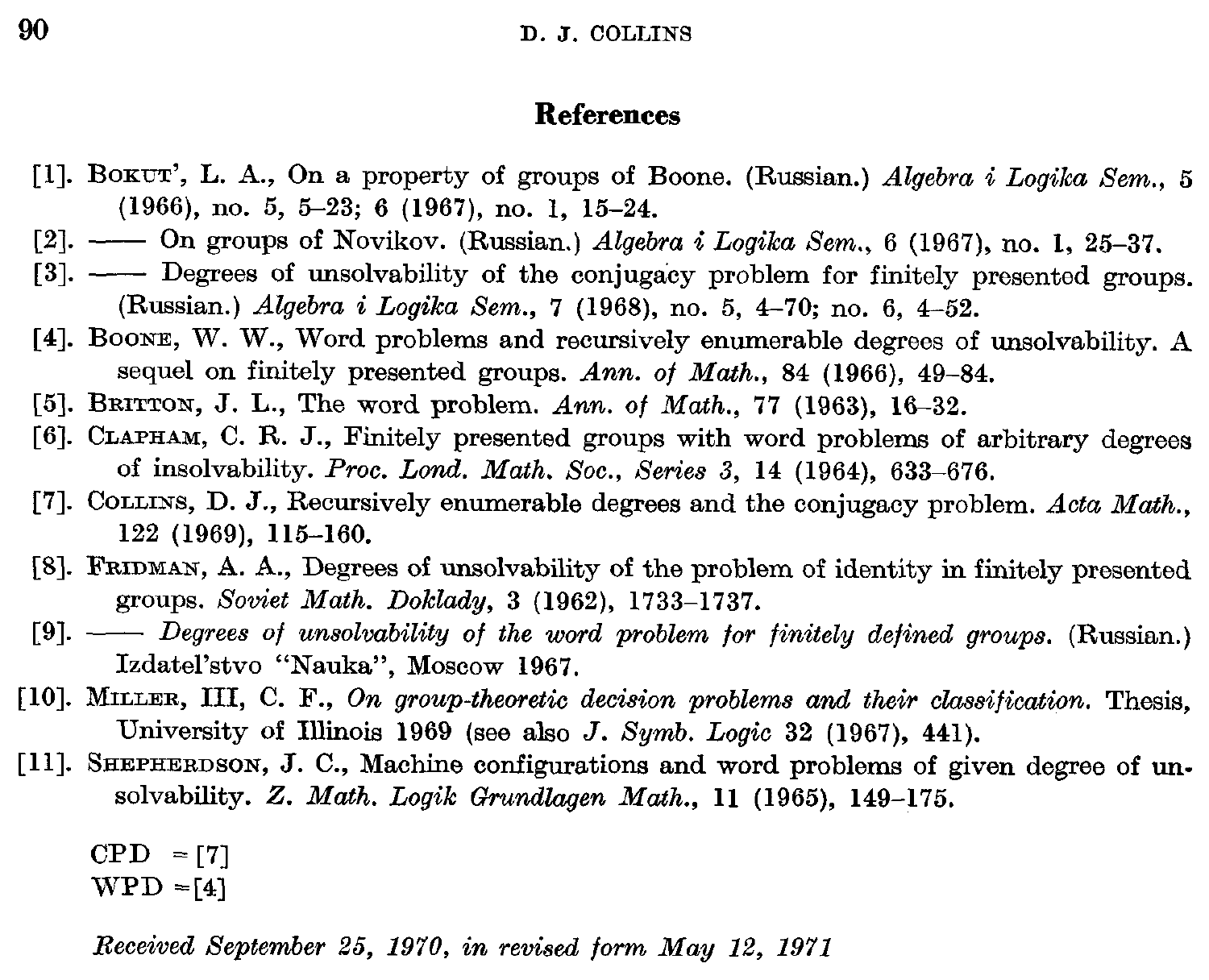## References

[1]. Bokut', L. A., On a property of groups of Boone. (Russian.) *Algebra i Logika Sem.*, 5 (1966), no. 5, 5–23; 6 (1967), no. 1, 15–24.

[2]. —— On groups of Novikov. (Russian.) *Algebra i Logika Sem.*, 6 (1967), no. 1, 25–37.

[3]. —— Degrees of unsolvability of the conjugacy problem for finitely presented groups. (Russian.) *Algebra i Logika Sem.*, 7 (1968), no. 5, 4–70; no. 6, 4–52.

[4]. Boone, W. W., Word problems and recursively enumerable degrees of unsolvability. A sequel on finitely presented groups. *Ann. of Math.*, 84 (1966), 49–84.

[5]. Britton, J. L., The word problem. *Ann. of Math.*, 77 (1963), 16–32.

[6]. Clapham, C. R. J., Finitely presented groups with word problems of arbitrary degrees of insolvability. *Proc. Lond. Math. Soc., Series 3*, 14 (1964), 633–676.

[7]. Collins, D. J., Recursively enumerable degrees and the conjugacy problem. *Acta Math.*, 122 (1969), 115–160.

[8]. Fridman, A. A., Degrees of unsolvability of the problem of identity in finitely presented groups. *Soviet Math. Doklady*, 3 (1962), 1733–1737.

[9]. —— *Degrees of unsolvability of the word problem for finitely defined groups.* (Russian.) Izdatel'stvo "Nauka", Moscow 1967.

[10]. Miller, III, C. F., *On group-theoretic decision problems and their classification.* Thesis, University of Illinois 1969 (see also *J. Symb. Logic* 32 (1967), 441).

[11]. Shepherdson, J. C., Machine configurations and word problems of given degree of unsolvability. *Z. Math. Logik Grundlagen Math.*, 11 (1965), 149–175.

CPD = [7]
WPD = [4]

*Received September 25, 1970, in revised form May 12, 1971*